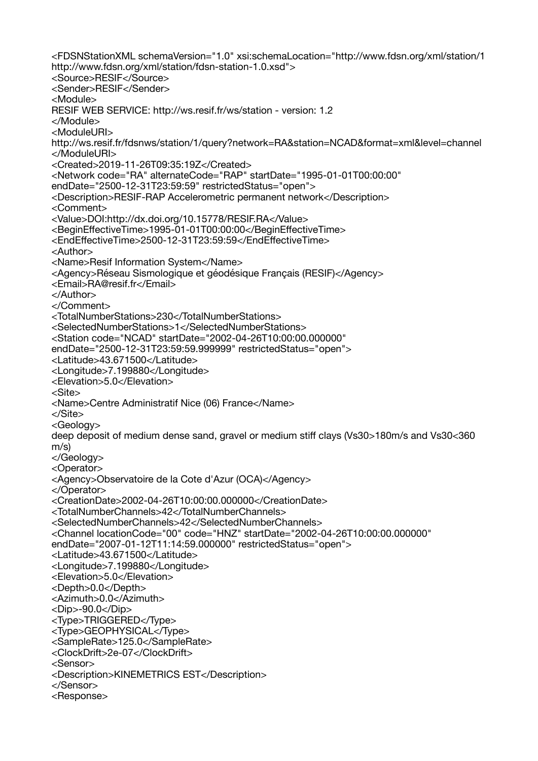```
<FDSNStationXML schemaVersion="1.0" xsi:schemaLocation="http://www.fdsn.org/xml/station/1
http://www.fdsn.org/xml/station/fdsn-station-1.0.xsd">
<Source>RESIF</Source>
<Sender>RESIF</Sender>
<Module>
RESIF WEB SERVICE: http://ws.resif.fr/ws/station - version: 1.2
</Module>
<ModuleURI>
http://ws.resif.fr/fdsnws/station/1/query?network=RA&station=NCAD&format=xml&level=channel
</ModuleURI>
<Created>2019-11-26T09:35:19Z</Created>
<Network code="RA" alternateCode="RAP" startDate="1995-01-01T00:00:00"
endDate="2500-12-31T23:59:59" restrictedStatus="open">
<Description>RESIF-RAP Accelerometric permanent network</Description>
<Comment>
<Value>DOI:http://dx.doi.org/10.15778/RESIF.RA</Value>
<BeginEffectiveTime>1995-01-01T00:00:00</BeginEffectiveTime>
<EndEffectiveTime>2500-12-31T23:59:59</EndEffectiveTime>
<Author>
<Name>Resif Information System</Name>
<Agency>Réseau Sismologique et géodésique Français (RESIF)</Agency>
<Email>RA@resif.fr</Email>
</Author>
</Comment>
<TotalNumberStations>230</TotalNumberStations>
<SelectedNumberStations>1</SelectedNumberStations>
<Station code="NCAD" startDate="2002-04-26T10:00:00.000000"
endDate="2500-12-31T23:59:59.999999" restrictedStatus="open">
<Latitude>43.671500</Latitude>
<Longitude>7.199880</Longitude>
<Elevation>5.0</Elevation>
<Site>
<Name>Centre Administratif Nice (06) France</Name>
</Site>
<Geology>
deep deposit of medium dense sand, gravel or medium stiff clays (Vs30>180m/s and Vs30<360
m/s)
</Geology>
<Operator>
<Agency>Observatoire de la Cote d'Azur (OCA)</Agency>
</Operator>
<CreationDate>2002-04-26T10:00:00.000000</CreationDate>
<TotalNumberChannels>42</TotalNumberChannels>
<SelectedNumberChannels>42</SelectedNumberChannels>
<Channel locationCode="00" code="HNZ" startDate="2002-04-26T10:00:00.000000"
endDate="2007-01-12T11:14:59.000000" restrictedStatus="open">
<Latitude>43.671500</Latitude>
<Longitude>7.199880</Longitude>
<Elevation>5.0</Elevation>
<Depth>0.0</Depth>
<Azimuth>0.0</Azimuth>
<Dip>-90.0</Dip>
<Type>TRIGGERED</Type>
<Type>GEOPHYSICAL</Type>
<SampleRate>125.0</SampleRate>
<ClockDrift>2e-07</ClockDrift>
<Sensor>
<Description>KINEMETRICS EST</Description>
</Sensor>
<Response>
```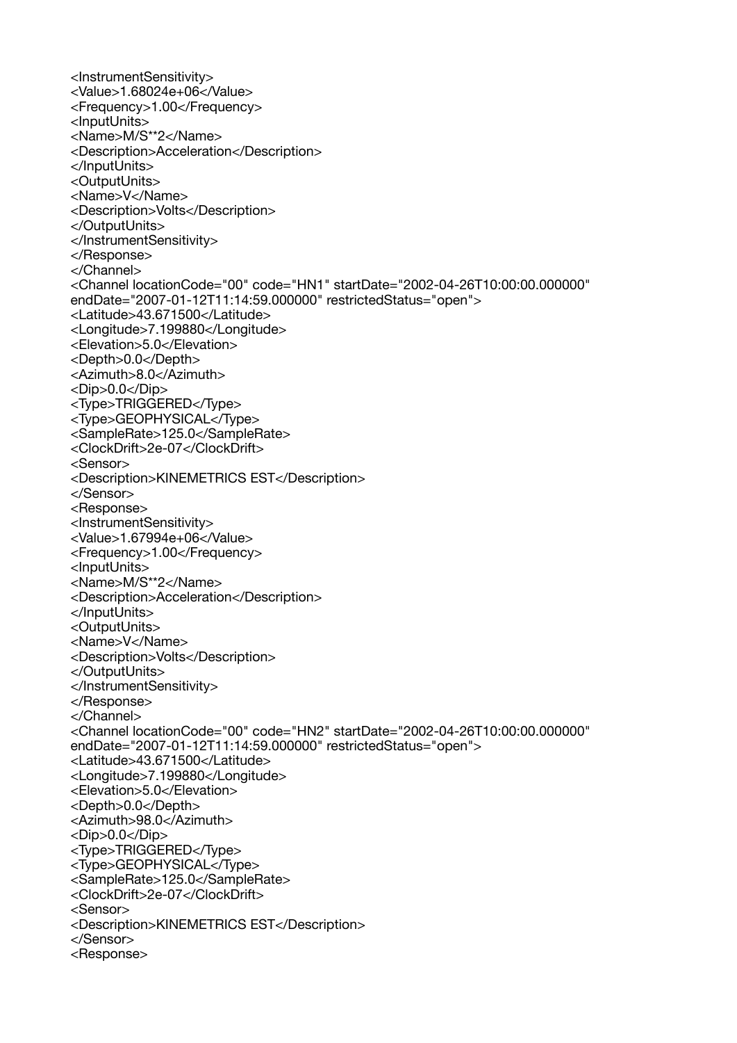```
<InstrumentSensitivity>
<Value>1.68024e+06</Value>
<Frequency>1.00</Frequency>
<InputUnits>
<Name>M/S**2</Name>
<Description>Acceleration</Description>
</InputUnits>
<OutputUnits>
<Name>V</Name>
<Description>Volts</Description>
</OutputUnits>
</InstrumentSensitivity>
</Response>
</Channel>
<Channel locationCode="00" code="HN1" startDate="2002-04-26T10:00:00.000000"
endDate="2007-01-12T11:14:59.000000" restrictedStatus="open">
<Latitude>43.671500</Latitude>
<Longitude>7.199880</Longitude>
<Elevation>5.0</Elevation>
<Depth>0.0</Depth>
<Azimuth>8.0</Azimuth>
<Dip>0.0</Dip>
<Type>TRIGGERED</Type>
<Type>GEOPHYSICAL</Type>
<SampleRate>125.0</SampleRate>
<ClockDrift>2e-07</ClockDrift>
<Sensor>
<Description>KINEMETRICS EST</Description>
</Sensor>
<Response>
<InstrumentSensitivity>
<Value>1.67994e+06</Value>
<Frequency>1.00</Frequency>
<InputUnits>
<Name>M/S**2</Name>
<Description>Acceleration</Description>
</InputUnits>
<OutputUnits>
<Name>V</Name>
<Description>Volts</Description>
</OutputUnits>
</InstrumentSensitivity>
</Response>
</Channel>
<Channel locationCode="00" code="HN2" startDate="2002-04-26T10:00:00.000000"
endDate="2007-01-12T11:14:59.000000" restrictedStatus="open">
<Latitude>43.671500</Latitude>
<Longitude>7.199880</Longitude>
<Elevation>5.0</Elevation>
<Depth>0.0</Depth>
<Azimuth>98.0</Azimuth>
<Dip>0.0</Dip>
<Type>TRIGGERED</Type>
<Type>GEOPHYSICAL</Type>
<SampleRate>125.0</SampleRate>
<ClockDrift>2e-07</ClockDrift>
<Sensor>
<Description>KINEMETRICS EST</Description>
</Sensor>
<Response>
```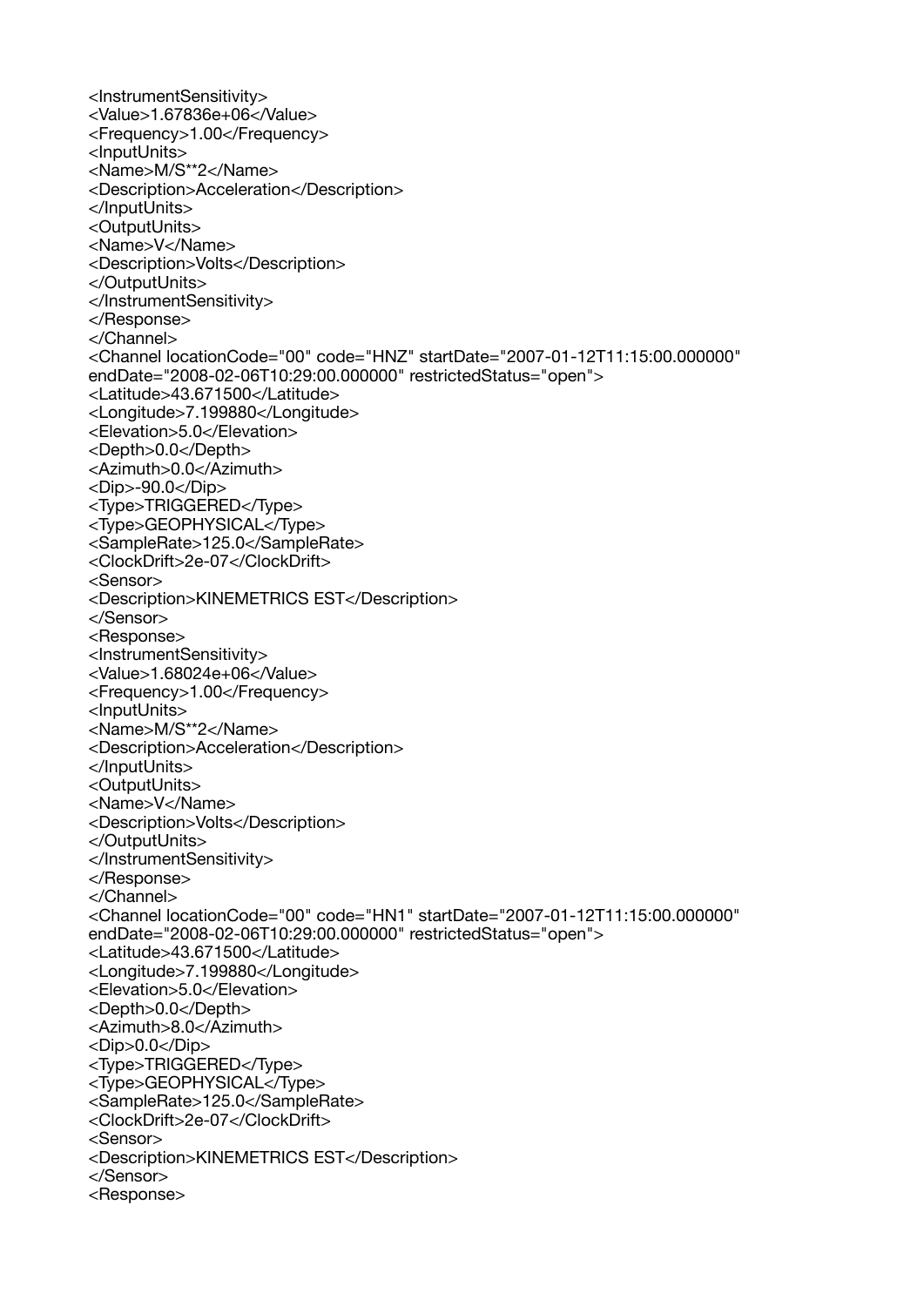```
<InstrumentSensitivity>
<Value>1.67836e+06</Value>
<Frequency>1.00</Frequency>
<InputUnits>
<Name>M/S**2</Name>
<Description>Acceleration</Description>
</InputUnits>
<OutputUnits>
<Name>V</Name>
<Description>Volts</Description>
</OutputUnits>
</InstrumentSensitivity>
</Response>
</Channel>
<Channel locationCode="00" code="HNZ" startDate="2007-01-12T11:15:00.000000"
endDate="2008-02-06T10:29:00.000000" restrictedStatus="open">
<Latitude>43.671500</Latitude>
<Longitude>7.199880</Longitude>
<Elevation>5.0</Elevation>
<Depth>0.0</Depth>
<Azimuth>0.0</Azimuth>
<Dip>-90.0</Dip>
<Type>TRIGGERED</Type>
<Type>GEOPHYSICAL</Type>
<SampleRate>125.0</SampleRate>
<ClockDrift>2e-07</ClockDrift>
<Sensor>
<Description>KINEMETRICS EST</Description>
</Sensor>
<Response>
<InstrumentSensitivity>
<Value>1.68024e+06</Value>
<Frequency>1.00</Frequency>
<InputUnits>
<Name>M/S**2</Name>
<Description>Acceleration</Description>
</InputUnits>
<OutputUnits>
<Name>V</Name>
<Description>Volts</Description>
</OutputUnits>
</InstrumentSensitivity>
</Response>
</Channel>
<Channel locationCode="00" code="HN1" startDate="2007-01-12T11:15:00.000000"
endDate="2008-02-06T10:29:00.000000" restrictedStatus="open">
<Latitude>43.671500</Latitude>
<Longitude>7.199880</Longitude>
<Elevation>5.0</Elevation>
<Depth>0.0</Depth>
<Azimuth>8.0</Azimuth>
<Dip>0.0</Dip>
<Type>TRIGGERED</Type>
<Type>GEOPHYSICAL</Type>
<SampleRate>125.0</SampleRate>
<ClockDrift>2e-07</ClockDrift>
<Sensor>
<Description>KINEMETRICS EST</Description>
</Sensor>
<Response>
```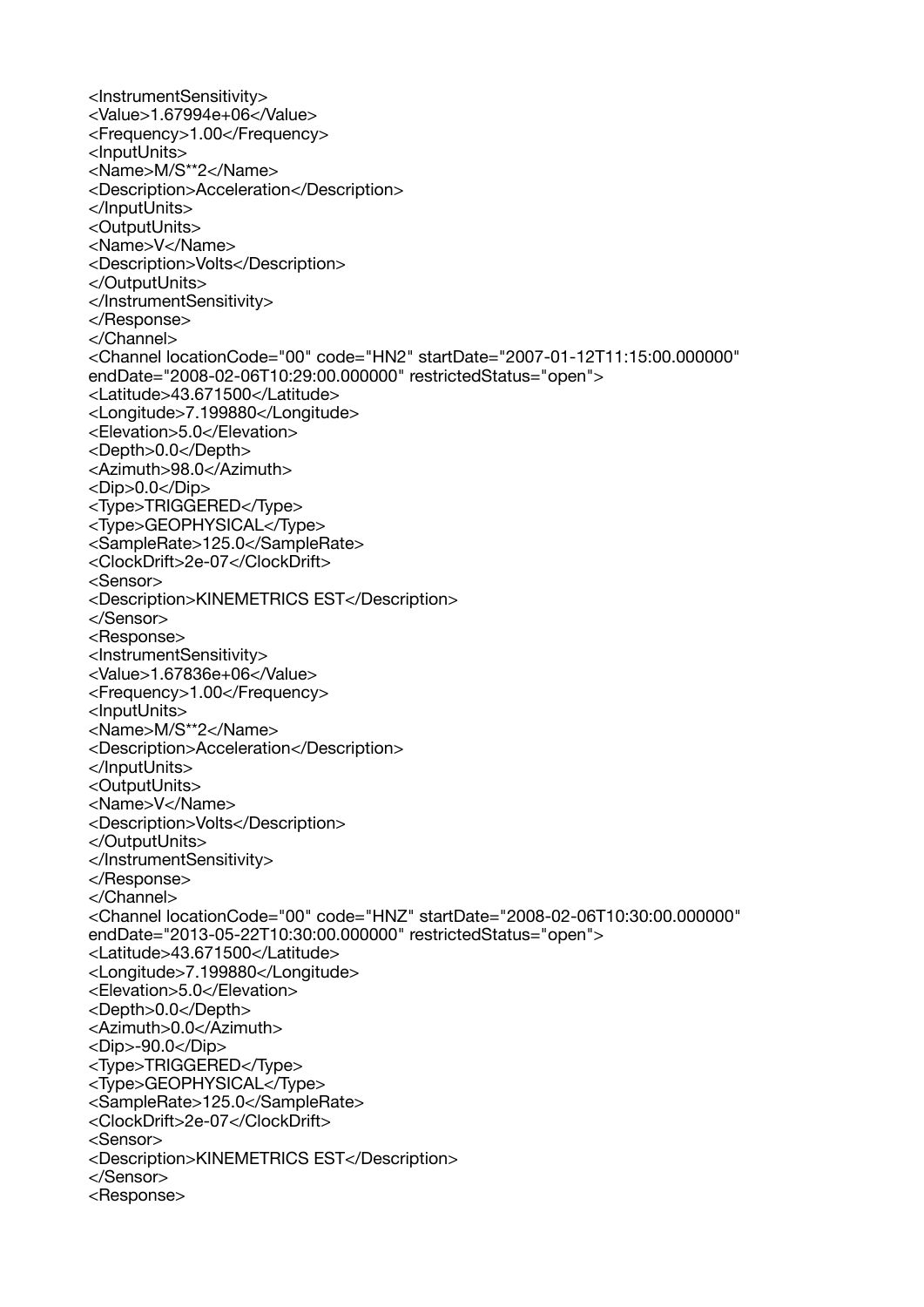```
<InstrumentSensitivity>
<Value>1.67994e+06</Value>
<Frequency>1.00</Frequency>
<InputUnits>
<Name>M/S**2</Name>
<Description>Acceleration</Description>
</InputUnits>
<OutputUnits>
<Name>V</Name>
<Description>Volts</Description>
</OutputUnits>
</InstrumentSensitivity>
</Response>
</Channel>
<Channel locationCode="00" code="HN2" startDate="2007-01-12T11:15:00.000000"
endDate="2008-02-06T10:29:00.000000" restrictedStatus="open">
<Latitude>43.671500</Latitude>
<Longitude>7.199880</Longitude>
<Elevation>5.0</Elevation>
<Depth>0.0</Depth>
<Azimuth>98.0</Azimuth>
<Dip>0.0</Dip>
<Type>TRIGGERED</Type>
<Type>GEOPHYSICAL</Type>
<SampleRate>125.0</SampleRate>
<ClockDrift>2e-07</ClockDrift>
<Sensor>
<Description>KINEMETRICS EST</Description>
</Sensor>
<Response>
<InstrumentSensitivity>
<Value>1.67836e+06</Value>
<Frequency>1.00</Frequency>
<InputUnits>
<Name>M/S**2</Name>
<Description>Acceleration</Description>
</InputUnits>
<OutputUnits>
<Name>V</Name>
<Description>Volts</Description>
</OutputUnits>
</InstrumentSensitivity>
</Response>
</Channel>
<Channel locationCode="00" code="HNZ" startDate="2008-02-06T10:30:00.000000"
endDate="2013-05-22T10:30:00.000000" restrictedStatus="open">
<Latitude>43.671500</Latitude>
<Longitude>7.199880</Longitude>
<Elevation>5.0</Elevation>
<Depth>0.0</Depth>
<Azimuth>0.0</Azimuth>
<Dip>-90.0</Dip>
<Type>TRIGGERED</Type>
<Type>GEOPHYSICAL</Type>
<SampleRate>125.0</SampleRate>
<ClockDrift>2e-07</ClockDrift>
<Sensor>
<Description>KINEMETRICS EST</Description>
</Sensor>
<Response>
```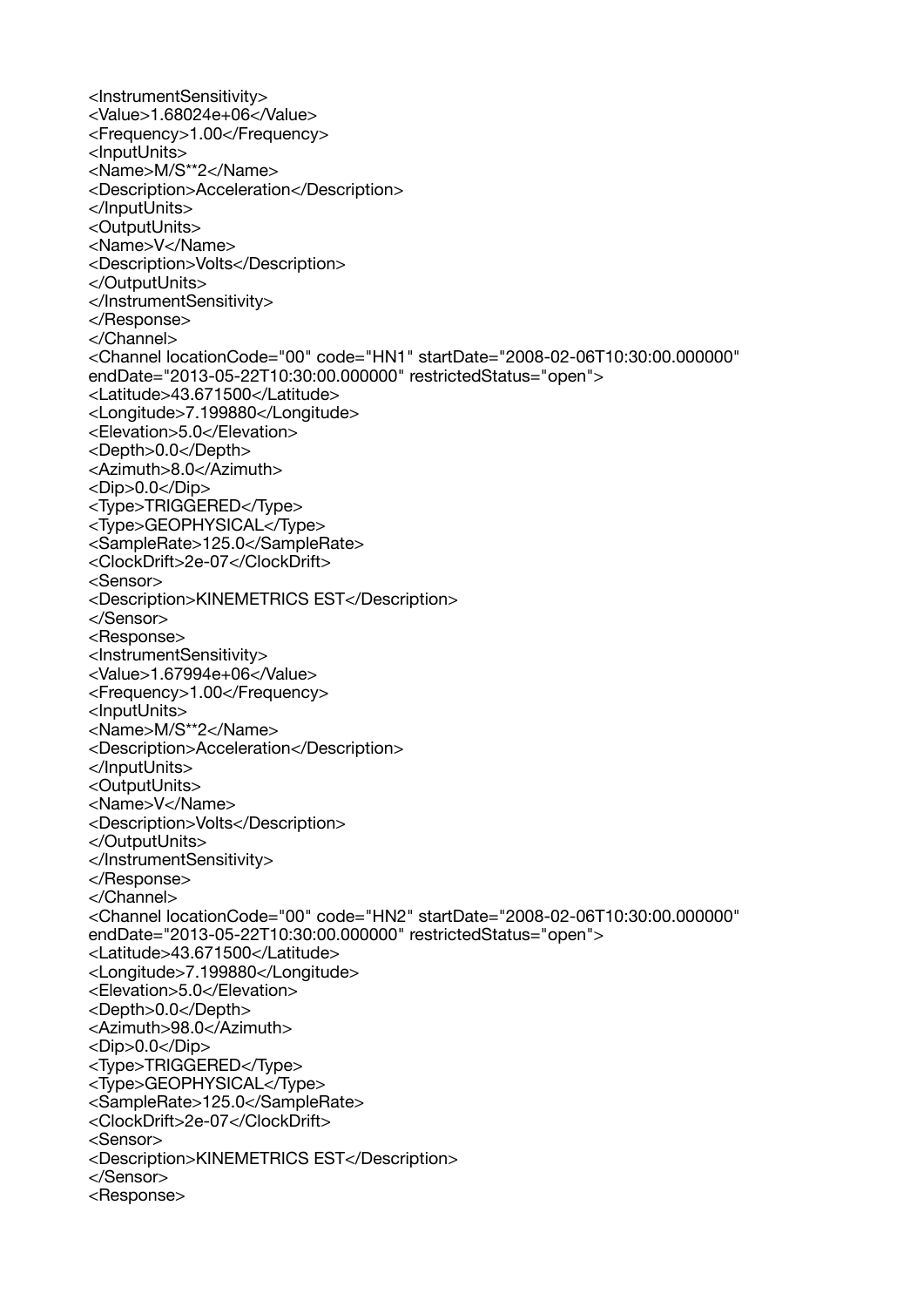```
<InstrumentSensitivity>
<Value>1.68024e+06</Value>
<Frequency>1.00</Frequency>
<InputUnits>
<Name>M/S**2</Name>
<Description>Acceleration</Description>
</InputUnits>
<OutputUnits>
<Name>V</Name>
<Description>Volts</Description>
</OutputUnits>
</InstrumentSensitivity>
</Response>
</Channel>
<Channel locationCode="00" code="HN1" startDate="2008-02-06T10:30:00.000000"
endDate="2013-05-22T10:30:00.000000" restrictedStatus="open">
<Latitude>43.671500</Latitude>
<Longitude>7.199880</Longitude>
<Elevation>5.0</Elevation>
<Depth>0.0</Depth>
<Azimuth>8.0</Azimuth>
<Dip>0.0</Dip>
<Type>TRIGGERED</Type>
<Type>GEOPHYSICAL</Type>
<SampleRate>125.0</SampleRate>
<ClockDrift>2e-07</ClockDrift>
<Sensor>
<Description>KINEMETRICS EST</Description>
</Sensor>
<Response>
<InstrumentSensitivity>
<Value>1.67994e+06</Value>
<Frequency>1.00</Frequency>
<InputUnits>
<Name>M/S**2</Name>
<Description>Acceleration</Description>
</InputUnits>
<OutputUnits>
<Name>V</Name>
<Description>Volts</Description>
</OutputUnits>
</InstrumentSensitivity>
</Response>
</Channel>
<Channel locationCode="00" code="HN2" startDate="2008-02-06T10:30:00.000000"
endDate="2013-05-22T10:30:00.000000" restrictedStatus="open">
<Latitude>43.671500</Latitude>
<Longitude>7.199880</Longitude>
<Elevation>5.0</Elevation>
<Depth>0.0</Depth>
<Azimuth>98.0</Azimuth>
<Dip>0.0</Dip>
<Type>TRIGGERED</Type>
<Type>GEOPHYSICAL</Type>
<SampleRate>125.0</SampleRate>
<ClockDrift>2e-07</ClockDrift>
<Sensor>
<Description>KINEMETRICS EST</Description>
</Sensor>
<Response>
```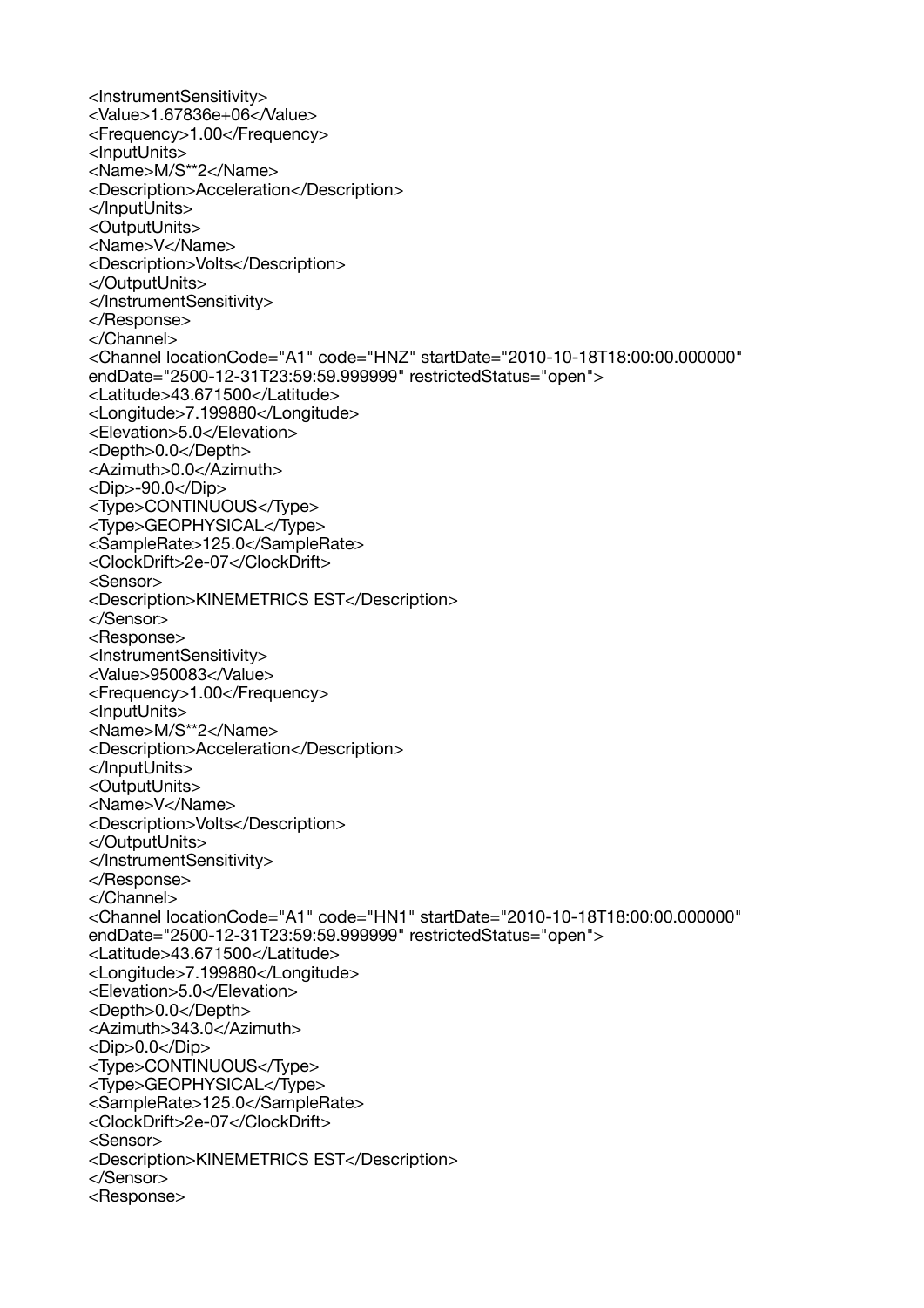```
<InstrumentSensitivity>
<Value>1.67836e+06</Value>
<Frequency>1.00</Frequency>
<InputUnits>
<Name>M/S**2</Name>
<Description>Acceleration</Description>
</InputUnits>
<OutputUnits>
<Name>V</Name>
<Description>Volts</Description>
</OutputUnits>
</InstrumentSensitivity>
</Response>
</Channel>
<Channel locationCode="A1" code="HNZ" startDate="2010-10-18T18:00:00.000000"
endDate="2500-12-31T23:59:59.999999" restrictedStatus="open">
<Latitude>43.671500</Latitude>
<Longitude>7.199880</Longitude>
<Elevation>5.0</Elevation>
<Depth>0.0</Depth>
<Azimuth>0.0</Azimuth>
<Dip>-90.0</Dip>
<Type>CONTINUOUS</Type>
<Type>GEOPHYSICAL</Type>
<SampleRate>125.0</SampleRate>
<ClockDrift>2e-07</ClockDrift>
<Sensor>
<Description>KINEMETRICS EST</Description>
</Sensor>
<Response>
<InstrumentSensitivity>
<Value>950083</Value>
<Frequency>1.00</Frequency>
<InputUnits>
<Name>M/S**2</Name>
<Description>Acceleration</Description>
</InputUnits>
<OutputUnits>
<Name>V</Name>
<Description>Volts</Description>
</OutputUnits>
</InstrumentSensitivity>
</Response>
</Channel>
<Channel locationCode="A1" code="HN1" startDate="2010-10-18T18:00:00.000000"
endDate="2500-12-31T23:59:59.999999" restrictedStatus="open">
<Latitude>43.671500</Latitude>
<Longitude>7.199880</Longitude>
<Elevation>5.0</Elevation>
<Depth>0.0</Depth>
<Azimuth>343.0</Azimuth>
<Dip>0.0</Dip>
<Type>CONTINUOUS</Type>
<Type>GEOPHYSICAL</Type>
<SampleRate>125.0</SampleRate>
<ClockDrift>2e-07</ClockDrift>
<Sensor>
<Description>KINEMETRICS EST</Description>
</Sensor>
<Response>
```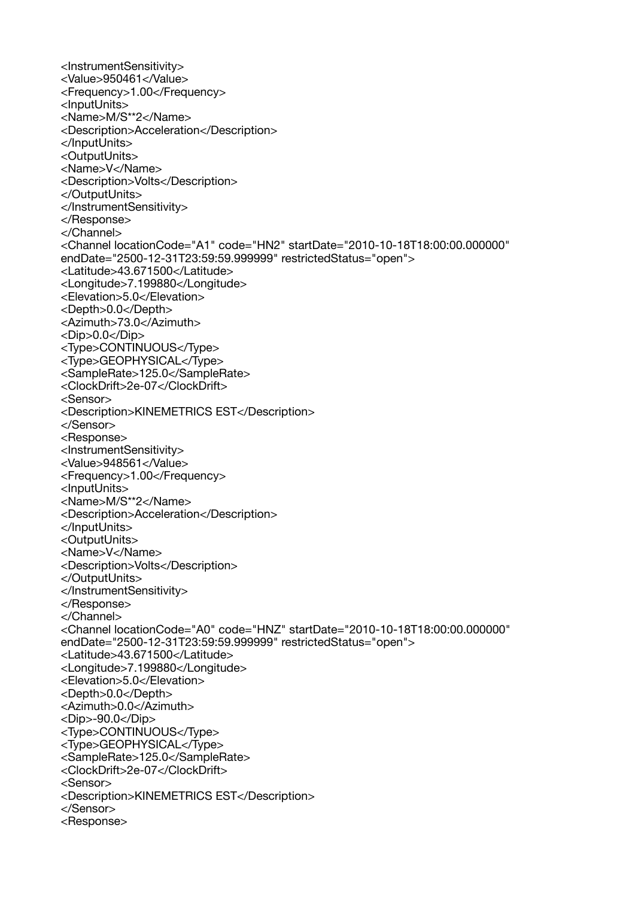```
<InstrumentSensitivity>
<Value>950461</Value>
<Frequency>1.00</Frequency>
<InputUnits>
<Name>M/S**2</Name>
<Description>Acceleration</Description>
</InputUnits>
<OutputUnits>
<Name>V</Name>
<Description>Volts</Description>
</OutputUnits>
</InstrumentSensitivity>
</Response>
</Channel>
<Channel locationCode="A1" code="HN2" startDate="2010-10-18T18:00:00.000000"
endDate="2500-12-31T23:59:59.999999" restrictedStatus="open">
<Latitude>43.671500</Latitude>
<Longitude>7.199880</Longitude>
<Elevation>5.0</Elevation>
<Depth>0.0</Depth>
<Azimuth>73.0</Azimuth>
<Dip>0.0</Dip>
<Type>CONTINUOUS</Type>
<Type>GEOPHYSICAL</Type>
<SampleRate>125.0</SampleRate>
<ClockDrift>2e-07</ClockDrift>
<Sensor>
<Description>KINEMETRICS EST</Description>
</Sensor>
<Response>
<InstrumentSensitivity>
<Value>948561</Value>
<Frequency>1.00</Frequency>
<InputUnits>
<Name>M/S**2</Name>
<Description>Acceleration</Description>
</InputUnits>
<OutputUnits>
<Name>V</Name>
<Description>Volts</Description>
</OutputUnits>
</InstrumentSensitivity>
</Response>
</Channel>
<Channel locationCode="A0" code="HNZ" startDate="2010-10-18T18:00:00.000000"
endDate="2500-12-31T23:59:59.999999" restrictedStatus="open">
<Latitude>43.671500</Latitude>
<Longitude>7.199880</Longitude>
<Elevation>5.0</Elevation>
<Depth>0.0</Depth>
<Azimuth>0.0</Azimuth>
<Dip>-90.0</Dip>
<Type>CONTINUOUS</Type>
<Type>GEOPHYSICAL</Type>
<SampleRate>125.0</SampleRate>
<ClockDrift>2e-07</ClockDrift>
<Sensor>
<Description>KINEMETRICS EST</Description>
</Sensor>
<Response>
```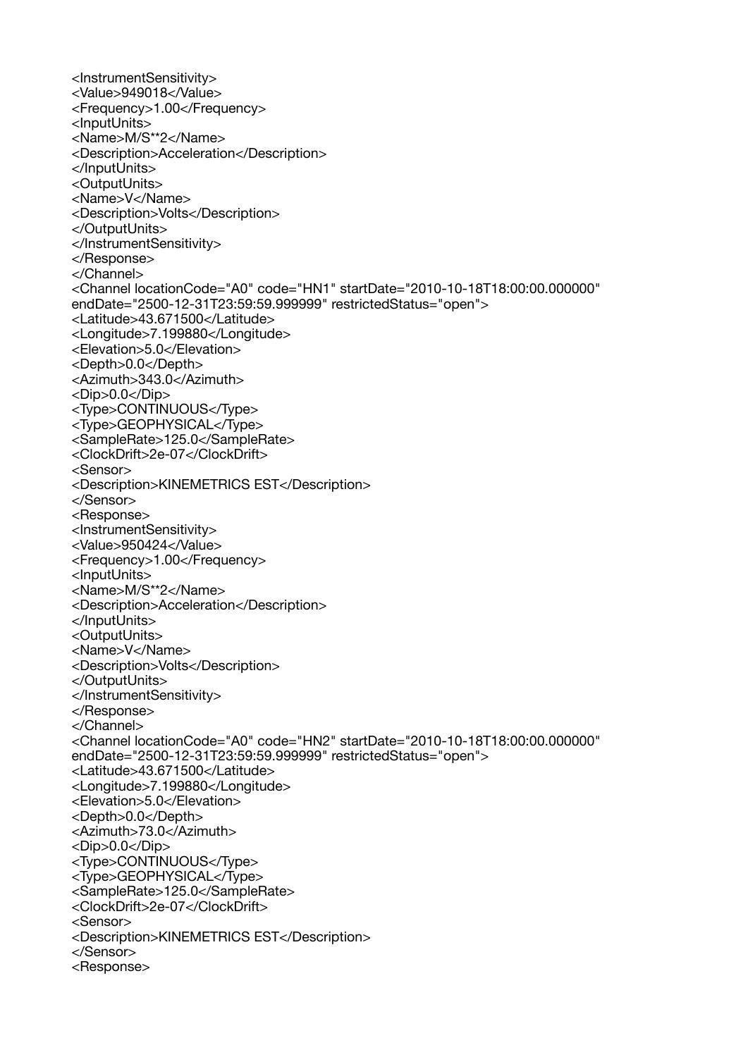```
<InstrumentSensitivity>
<Value>949018</Value>
<Frequency>1.00</Frequency>
<InputUnits>
<Name>M/S**2</Name>
<Description>Acceleration</Description>
</InputUnits>
<OutputUnits>
<Name>V</Name>
<Description>Volts</Description>
</OutputUnits>
</InstrumentSensitivity>
</Response>
</Channel>
<Channel locationCode="A0" code="HN1" startDate="2010-10-18T18:00:00.000000"
endDate="2500-12-31T23:59:59.999999" restrictedStatus="open">
<Latitude>43.671500</Latitude>
<Longitude>7.199880</Longitude>
<Elevation>5.0</Elevation>
<Depth>0.0</Depth>
<Azimuth>343.0</Azimuth>
<Dip>0.0</Dip>
<Type>CONTINUOUS</Type>
<Type>GEOPHYSICAL</Type>
<SampleRate>125.0</SampleRate>
<ClockDrift>2e-07</ClockDrift>
<Sensor>
<Description>KINEMETRICS EST</Description>
</Sensor>
<Response>
<InstrumentSensitivity>
<Value>950424</Value>
<Frequency>1.00</Frequency>
<InputUnits>
<Name>M/S**2</Name>
<Description>Acceleration</Description>
</InputUnits>
<OutputUnits>
<Name>V</Name>
<Description>Volts</Description>
</OutputUnits>
</InstrumentSensitivity>
</Response>
</Channel>
<Channel locationCode="A0" code="HN2" startDate="2010-10-18T18:00:00.000000"
endDate="2500-12-31T23:59:59.999999" restrictedStatus="open">
<Latitude>43.671500</Latitude>
<Longitude>7.199880</Longitude>
<Elevation>5.0</Elevation>
<Depth>0.0</Depth>
<Azimuth>73.0</Azimuth>
<Dip>0.0</Dip>
<Type>CONTINUOUS</Type>
<Type>GEOPHYSICAL</Type>
<SampleRate>125.0</SampleRate>
<ClockDrift>2e-07</ClockDrift>
<Sensor>
<Description>KINEMETRICS EST</Description>
</Sensor>
<Response>
```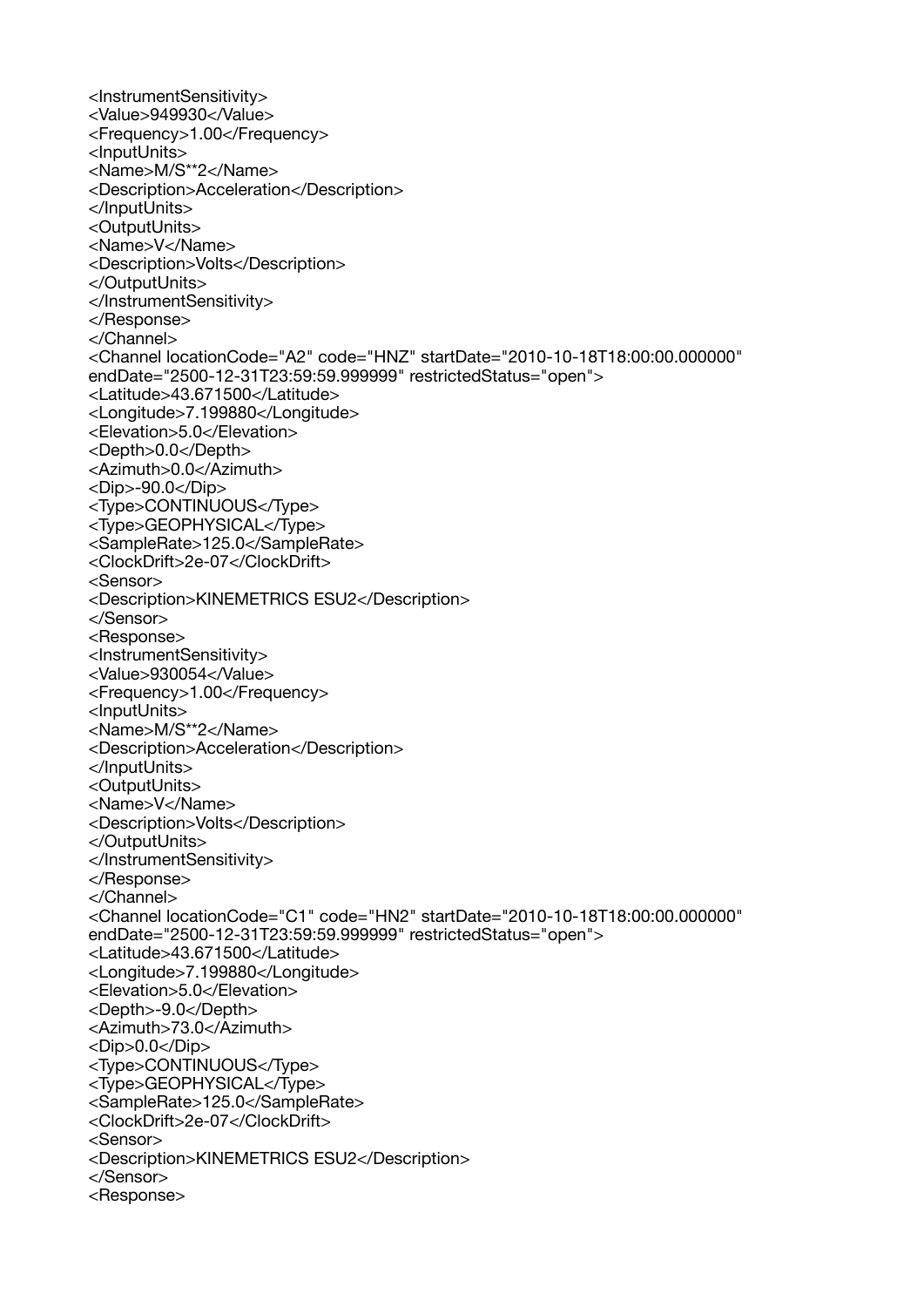```
<InstrumentSensitivity>
<Value>949930</Value>
<Frequency>1.00</Frequency>
<InputUnits>
<Name>M/S**2</Name>
<Description>Acceleration</Description>
</InputUnits>
<OutputUnits>
<Name>V</Name>
<Description>Volts</Description>
</OutputUnits>
</InstrumentSensitivity>
</Response>
</Channel>
<Channel locationCode="A2" code="HNZ" startDate="2010-10-18T18:00:00.000000"
endDate="2500-12-31T23:59:59.999999" restrictedStatus="open">
<Latitude>43.671500</Latitude>
<Longitude>7.199880</Longitude>
<Elevation>5.0</Elevation>
<Depth>0.0</Depth>
<Azimuth>0.0</Azimuth>
<Dip>-90.0</Dip>
<Type>CONTINUOUS</Type>
<Type>GEOPHYSICAL</Type>
<SampleRate>125.0</SampleRate>
<ClockDrift>2e-07</ClockDrift>
<Sensor>
<Description>KINEMETRICS ESU2</Description>
</Sensor>
<Response>
<InstrumentSensitivity>
<Value>930054</Value>
<Frequency>1.00</Frequency>
<InputUnits>
<Name>M/S**2</Name>
<Description>Acceleration</Description>
</InputUnits>
<OutputUnits>
<Name>V</Name>
<Description>Volts</Description>
</OutputUnits>
</InstrumentSensitivity>
</Response>
</Channel>
<Channel locationCode="C1" code="HN2" startDate="2010-10-18T18:00:00.000000"
endDate="2500-12-31T23:59:59.999999" restrictedStatus="open">
<Latitude>43.671500</Latitude>
<Longitude>7.199880</Longitude>
<Elevation>5.0</Elevation>
<Depth>-9.0</Depth>
<Azimuth>73.0</Azimuth>
<Dip>0.0</Dip>
<Type>CONTINUOUS</Type>
<Type>GEOPHYSICAL</Type>
<SampleRate>125.0</SampleRate>
<ClockDrift>2e-07</ClockDrift>
<Sensor>
<Description>KINEMETRICS ESU2</Description>
</Sensor>
<Response>
```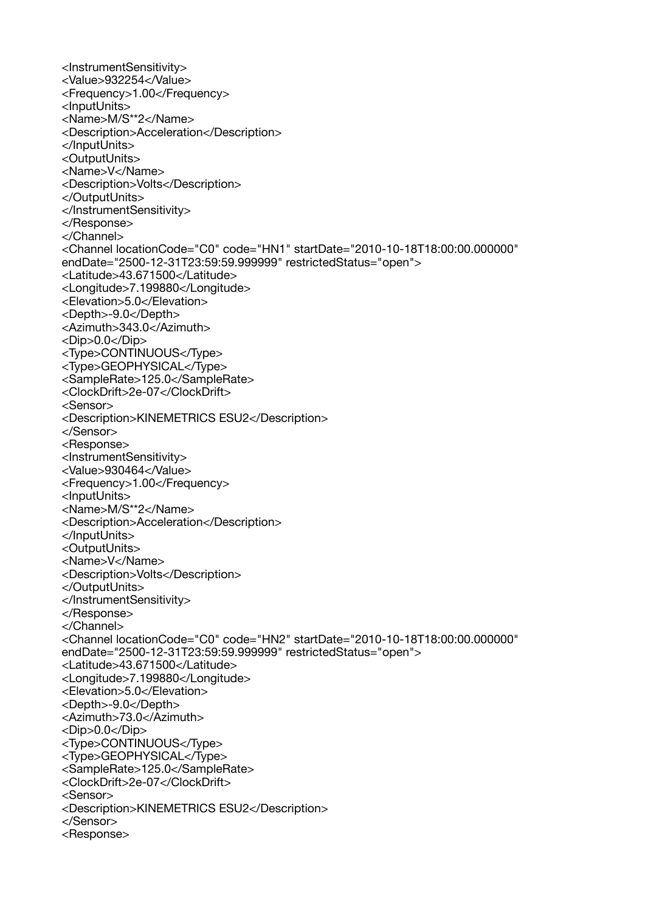```
<InstrumentSensitivity>
<Value>932254</Value>
<Frequency>1.00</Frequency>
<InputUnits>
<Name>M/S**2</Name>
<Description>Acceleration</Description>
</InputUnits>
<OutputUnits>
<Name>V</Name>
<Description>Volts</Description>
</OutputUnits>
</InstrumentSensitivity>
</Response>
</Channel>
<Channel locationCode="C0" code="HN1" startDate="2010-10-18T18:00:00.000000"
endDate="2500-12-31T23:59:59.999999" restrictedStatus="open">
<Latitude>43.671500</Latitude>
<Longitude>7.199880</Longitude>
<Elevation>5.0</Elevation>
<Depth>-9.0</Depth>
<Azimuth>343.0</Azimuth>
<Dip>0.0</Dip>
<Type>CONTINUOUS</Type>
<Type>GEOPHYSICAL</Type>
<SampleRate>125.0</SampleRate>
<ClockDrift>2e-07</ClockDrift>
<Sensor>
<Description>KINEMETRICS ESU2</Description>
</Sensor>
<Response>
<InstrumentSensitivity>
<Value>930464</Value>
<Frequency>1.00</Frequency>
<InputUnits>
<Name>M/S**2</Name>
<Description>Acceleration</Description>
</InputUnits>
<OutputUnits>
<Name>V</Name>
<Description>Volts</Description>
</OutputUnits>
</InstrumentSensitivity>
</Response>
</Channel>
<Channel locationCode="C0" code="HN2" startDate="2010-10-18T18:00:00.000000"
endDate="2500-12-31T23:59:59.999999" restrictedStatus="open">
<Latitude>43.671500</Latitude>
<Longitude>7.199880</Longitude>
<Elevation>5.0</Elevation>
<Depth>-9.0</Depth>
<Azimuth>73.0</Azimuth>
<Dip>0.0</Dip>
<Type>CONTINUOUS</Type>
<Type>GEOPHYSICAL</Type>
<SampleRate>125.0</SampleRate>
<ClockDrift>2e-07</ClockDrift>
<Sensor>
<Description>KINEMETRICS ESU2</Description>
</Sensor>
<Response>
```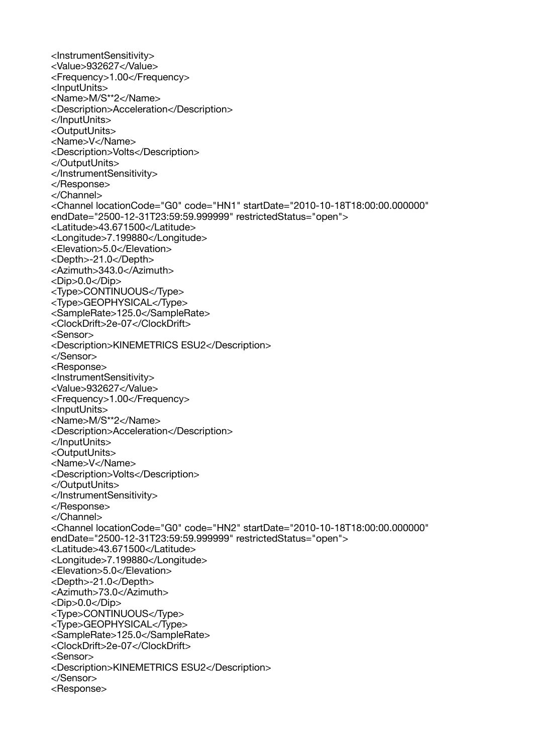```
<InstrumentSensitivity>
<Value>932627</Value>
<Frequency>1.00</Frequency>
<InputUnits>
<Name>M/S**2</Name>
<Description>Acceleration</Description>
</InputUnits>
<OutputUnits>
<Name>V</Name>
<Description>Volts</Description>
</OutputUnits>
</InstrumentSensitivity>
</Response>
</Channel>
<Channel locationCode="G0" code="HN1" startDate="2010-10-18T18:00:00.000000"
endDate="2500-12-31T23:59:59.999999" restrictedStatus="open">
<Latitude>43.671500</Latitude>
<Longitude>7.199880</Longitude>
<Elevation>5.0</Elevation>
<Depth>-21.0</Depth>
<Azimuth>343.0</Azimuth>
<Dip>0.0</Dip>
<Type>CONTINUOUS</Type>
<Type>GEOPHYSICAL</Type>
<SampleRate>125.0</SampleRate>
<ClockDrift>2e-07</ClockDrift>
<Sensor>
<Description>KINEMETRICS ESU2</Description>
</Sensor>
<Response>
<InstrumentSensitivity>
<Value>932627</Value>
<Frequency>1.00</Frequency>
<InputUnits>
<Name>M/S**2</Name>
<Description>Acceleration</Description>
</InputUnits>
<OutputUnits>
<Name>V</Name>
<Description>Volts</Description>
</OutputUnits>
</InstrumentSensitivity>
</Response>
</Channel>
<Channel locationCode="G0" code="HN2" startDate="2010-10-18T18:00:00.000000"
endDate="2500-12-31T23:59:59.999999" restrictedStatus="open">
<Latitude>43.671500</Latitude>
<Longitude>7.199880</Longitude>
<Elevation>5.0</Elevation>
<Depth>-21.0</Depth>
<Azimuth>73.0</Azimuth>
<Dip>0.0</Dip>
<Type>CONTINUOUS</Type>
<Type>GEOPHYSICAL</Type>
<SampleRate>125.0</SampleRate>
<ClockDrift>2e-07</ClockDrift>
<Sensor>
<Description>KINEMETRICS ESU2</Description>
</Sensor>
<Response>
```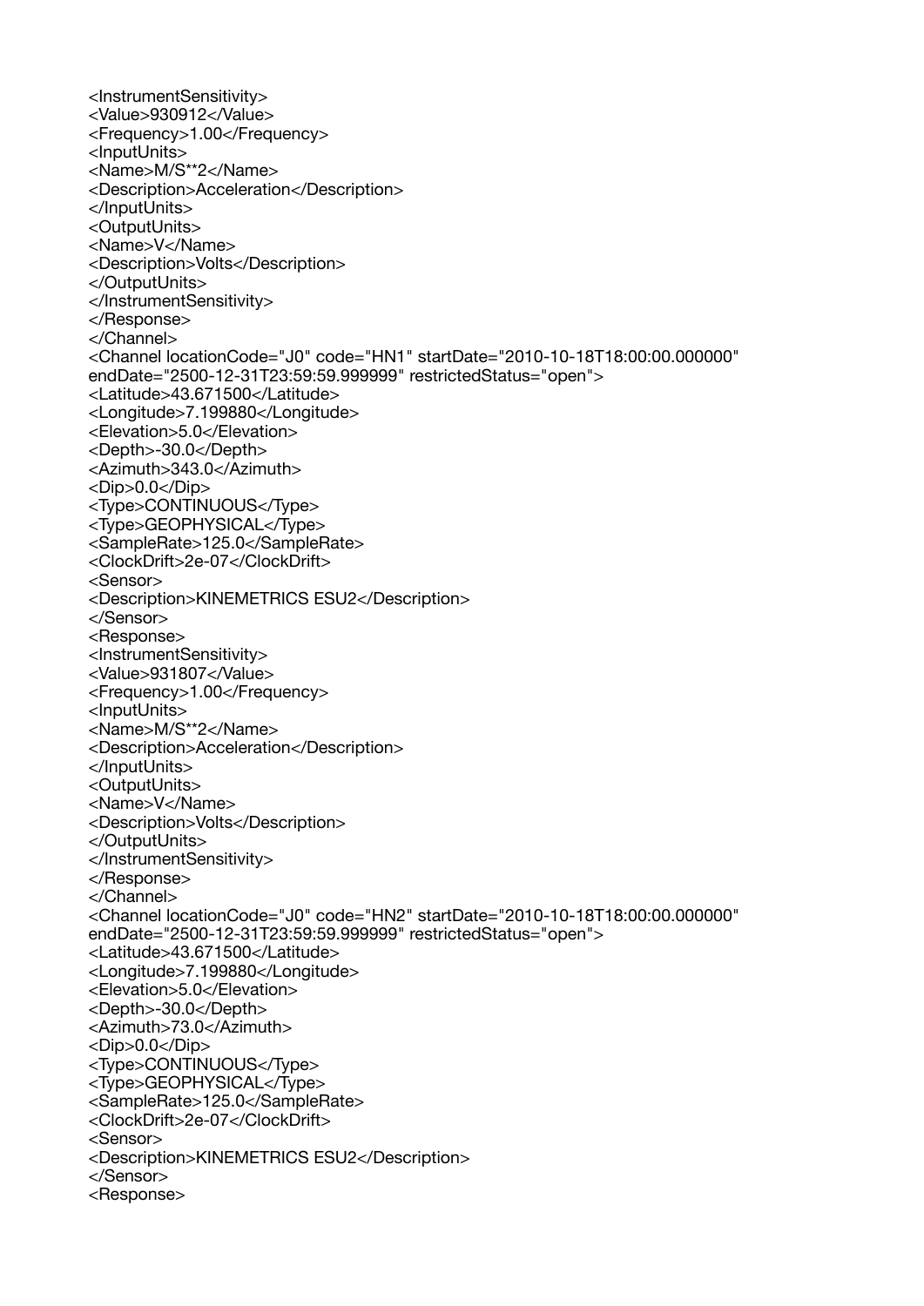```
<InstrumentSensitivity>
<Value>930912</Value>
<Frequency>1.00</Frequency>
<InputUnits>
<Name>M/S**2</Name>
<Description>Acceleration</Description>
</InputUnits>
<OutputUnits>
<Name>V</Name>
<Description>Volts</Description>
</OutputUnits>
</InstrumentSensitivity>
</Response>
</Channel>
<Channel locationCode="J0" code="HN1" startDate="2010-10-18T18:00:00.000000"
endDate="2500-12-31T23:59:59.999999" restrictedStatus="open">
<Latitude>43.671500</Latitude>
<Longitude>7.199880</Longitude>
<Elevation>5.0</Elevation>
<Depth>-30.0</Depth>
<Azimuth>343.0</Azimuth>
<Dip>0.0</Dip>
<Type>CONTINUOUS</Type>
<Type>GEOPHYSICAL</Type>
<SampleRate>125.0</SampleRate>
<ClockDrift>2e-07</ClockDrift>
<Sensor>
<Description>KINEMETRICS ESU2</Description>
</Sensor>
<Response>
<InstrumentSensitivity>
<Value>931807</Value>
<Frequency>1.00</Frequency>
<InputUnits>
<Name>M/S**2</Name>
<Description>Acceleration</Description>
</InputUnits>
<OutputUnits>
<Name>V</Name>
<Description>Volts</Description>
</OutputUnits>
</InstrumentSensitivity>
</Response>
</Channel>
<Channel locationCode="J0" code="HN2" startDate="2010-10-18T18:00:00.000000"
endDate="2500-12-31T23:59:59.999999" restrictedStatus="open">
<Latitude>43.671500</Latitude>
<Longitude>7.199880</Longitude>
<Elevation>5.0</Elevation>
<Depth>-30.0</Depth>
<Azimuth>73.0</Azimuth>
<Dip>0.0</Dip>
<Type>CONTINUOUS</Type>
<Type>GEOPHYSICAL</Type>
<SampleRate>125.0</SampleRate>
<ClockDrift>2e-07</ClockDrift>
<Sensor>
<Description>KINEMETRICS ESU2</Description>
</Sensor>
<Response>
```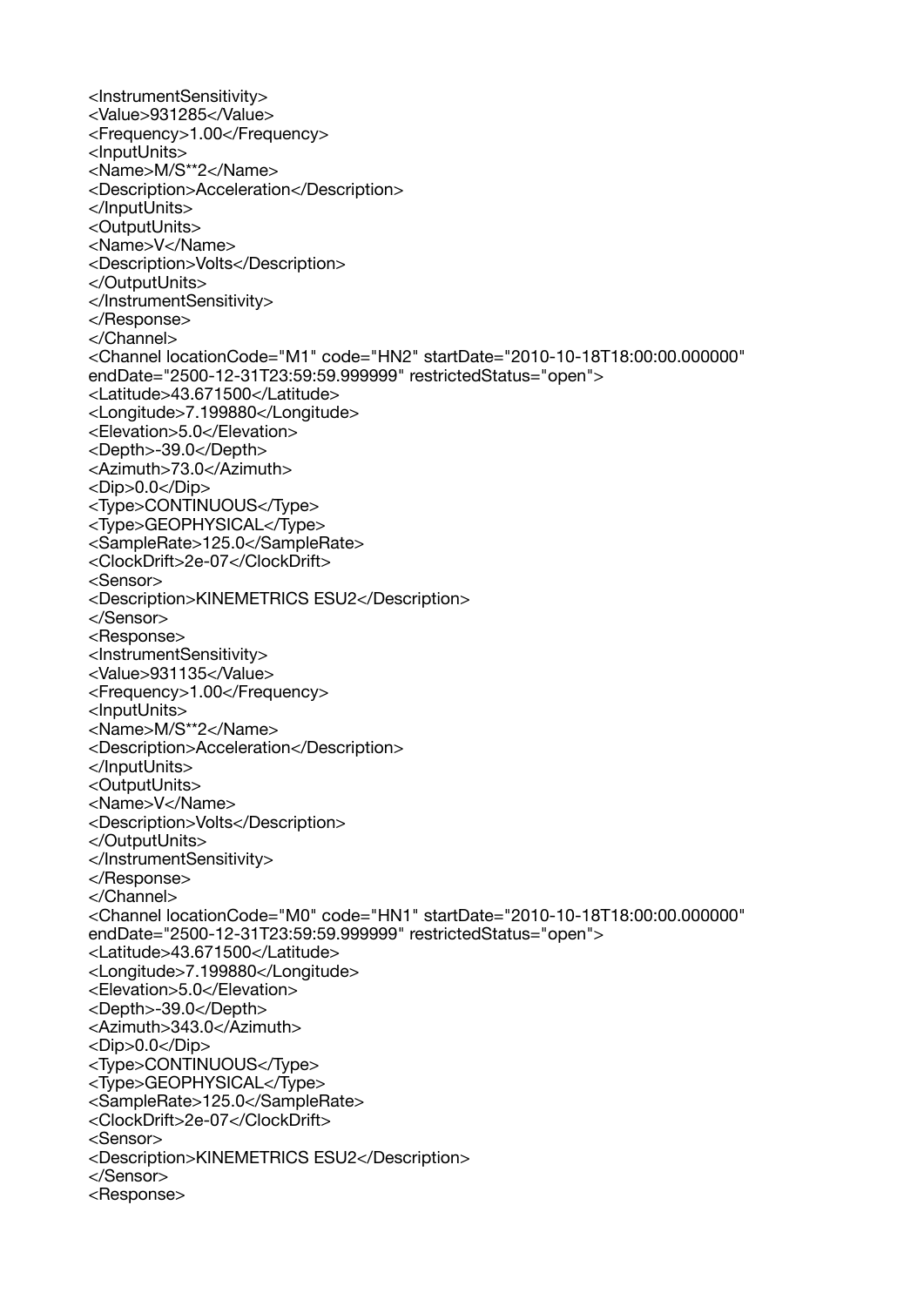```
<InstrumentSensitivity>
<Value>931285</Value>
<Frequency>1.00</Frequency>
<InputUnits>
<Name>M/S**2</Name>
<Description>Acceleration</Description>
</InputUnits>
<OutputUnits>
<Name>V</Name>
<Description>Volts</Description>
</OutputUnits>
</InstrumentSensitivity>
</Response>
</Channel>
<Channel locationCode="M1" code="HN2" startDate="2010-10-18T18:00:00.000000"
endDate="2500-12-31T23:59:59.999999" restrictedStatus="open">
<Latitude>43.671500</Latitude>
<Longitude>7.199880</Longitude>
<Elevation>5.0</Elevation>
<Depth>-39.0</Depth>
<Azimuth>73.0</Azimuth>
<Dip>0.0</Dip>
<Type>CONTINUOUS</Type>
<Type>GEOPHYSICAL</Type>
<SampleRate>125.0</SampleRate>
<ClockDrift>2e-07</ClockDrift>
<Sensor>
<Description>KINEMETRICS ESU2</Description>
</Sensor>
<Response>
<InstrumentSensitivity>
<Value>931135</Value>
<Frequency>1.00</Frequency>
<InputUnits>
<Name>M/S**2</Name>
<Description>Acceleration</Description>
</InputUnits>
<OutputUnits>
<Name>V</Name>
<Description>Volts</Description>
</OutputUnits>
</InstrumentSensitivity>
</Response>
</Channel>
<Channel locationCode="M0" code="HN1" startDate="2010-10-18T18:00:00.000000"
endDate="2500-12-31T23:59:59.999999" restrictedStatus="open">
<Latitude>43.671500</Latitude>
<Longitude>7.199880</Longitude>
<Elevation>5.0</Elevation>
<Depth>-39.0</Depth>
<Azimuth>343.0</Azimuth>
<Dip>0.0</Dip>
<Type>CONTINUOUS</Type>
<Type>GEOPHYSICAL</Type>
<SampleRate>125.0</SampleRate>
<ClockDrift>2e-07</ClockDrift>
<Sensor>
<Description>KINEMETRICS ESU2</Description>
</Sensor>
<Response>
```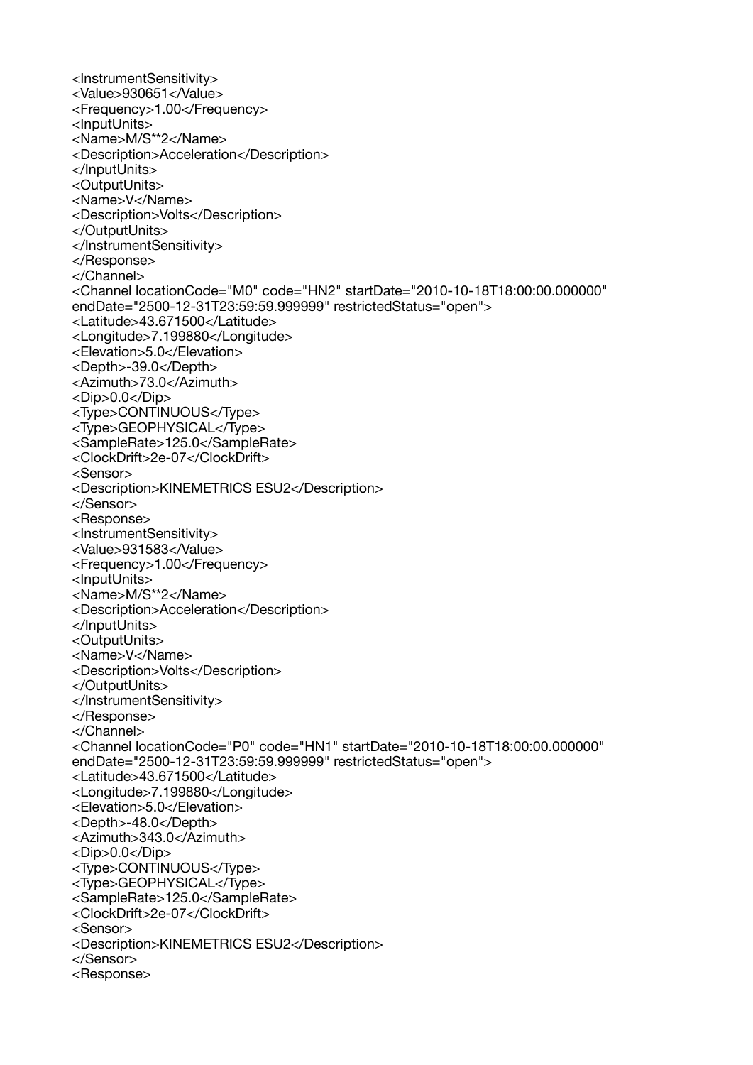```
<InstrumentSensitivity>
<Value>930651</Value>
<Frequency>1.00</Frequency>
<InputUnits>
<Name>M/S**2</Name>
<Description>Acceleration</Description>
</InputUnits>
<OutputUnits>
<Name>V</Name>
<Description>Volts</Description>
</OutputUnits>
</InstrumentSensitivity>
</Response>
</Channel>
<Channel locationCode="M0" code="HN2" startDate="2010-10-18T18:00:00.000000"
endDate="2500-12-31T23:59:59.999999" restrictedStatus="open">
<Latitude>43.671500</Latitude>
<Longitude>7.199880</Longitude>
<Elevation>5.0</Elevation>
<Depth>-39.0</Depth>
<Azimuth>73.0</Azimuth>
<Dip>0.0</Dip>
<Type>CONTINUOUS</Type>
<Type>GEOPHYSICAL</Type>
<SampleRate>125.0</SampleRate>
<ClockDrift>2e-07</ClockDrift>
<Sensor>
<Description>KINEMETRICS ESU2</Description>
</Sensor>
<Response>
<InstrumentSensitivity>
<Value>931583</Value>
<Frequency>1.00</Frequency>
<InputUnits>
<Name>M/S**2</Name>
<Description>Acceleration</Description>
</InputUnits>
<OutputUnits>
<Name>V</Name>
<Description>Volts</Description>
</OutputUnits>
</InstrumentSensitivity>
</Response>
</Channel>
<Channel locationCode="P0" code="HN1" startDate="2010-10-18T18:00:00.000000"
endDate="2500-12-31T23:59:59.999999" restrictedStatus="open">
<Latitude>43.671500</Latitude>
<Longitude>7.199880</Longitude>
<Elevation>5.0</Elevation>
<Depth>-48.0</Depth>
<Azimuth>343.0</Azimuth>
<Dip>0.0</Dip>
<Type>CONTINUOUS</Type>
<Type>GEOPHYSICAL</Type>
<SampleRate>125.0</SampleRate>
<ClockDrift>2e-07</ClockDrift>
<Sensor>
<Description>KINEMETRICS ESU2</Description>
</Sensor>
<Response>
```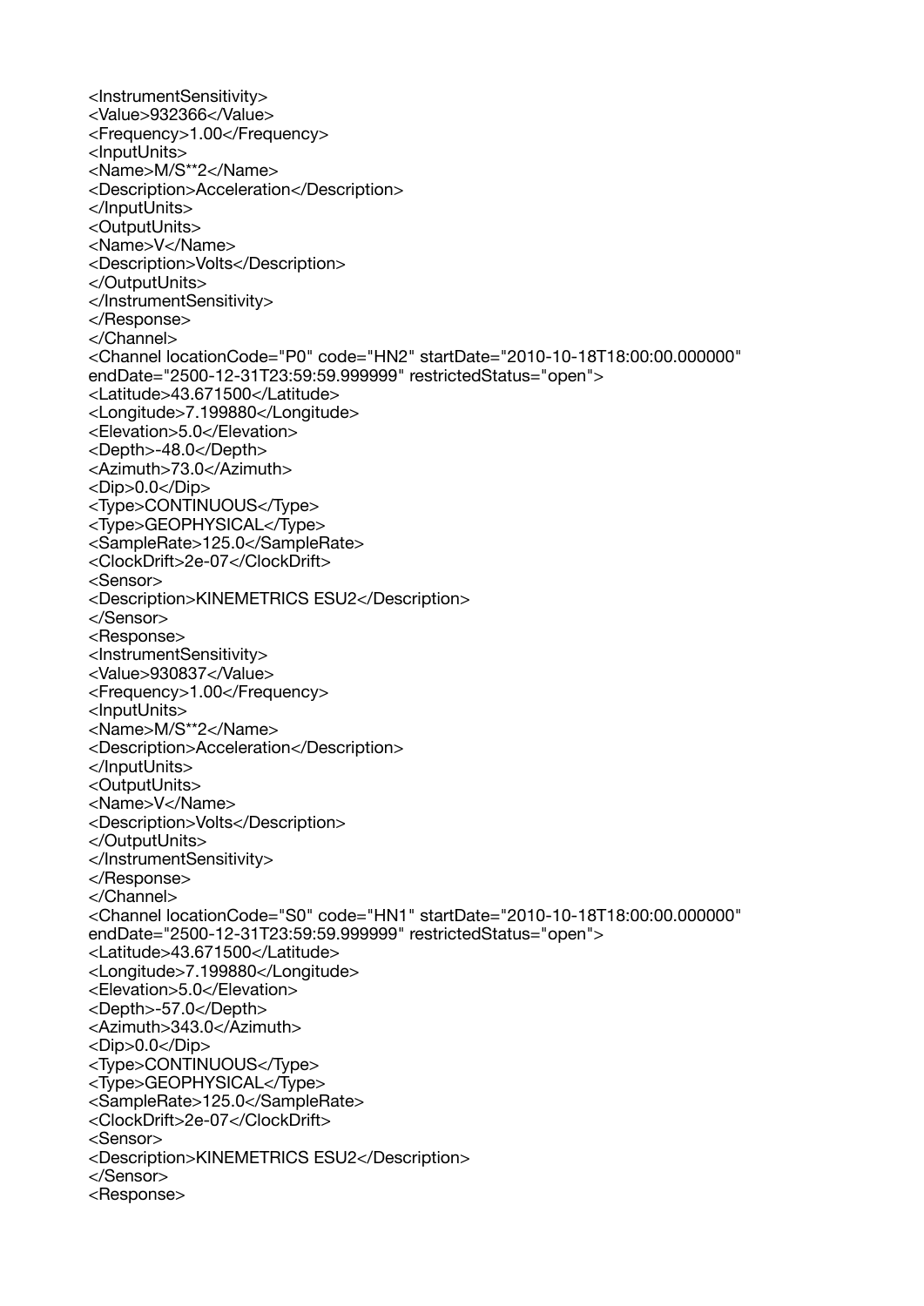```
<InstrumentSensitivity>
<Value>932366</Value>
<Frequency>1.00</Frequency>
<InputUnits>
<Name>M/S**2</Name>
<Description>Acceleration</Description>
</InputUnits>
<OutputUnits>
<Name>V</Name>
<Description>Volts</Description>
</OutputUnits>
</InstrumentSensitivity>
</Response>
</Channel>
<Channel locationCode="P0" code="HN2" startDate="2010-10-18T18:00:00.000000"
endDate="2500-12-31T23:59:59.999999" restrictedStatus="open">
<Latitude>43.671500</Latitude>
<Longitude>7.199880</Longitude>
<Elevation>5.0</Elevation>
<Depth>-48.0</Depth>
<Azimuth>73.0</Azimuth>
<Dip>0.0</Dip>
<Type>CONTINUOUS</Type>
<Type>GEOPHYSICAL</Type>
<SampleRate>125.0</SampleRate>
<ClockDrift>2e-07</ClockDrift>
<Sensor>
<Description>KINEMETRICS ESU2</Description>
</Sensor>
<Response>
<InstrumentSensitivity>
<Value>930837</Value>
<Frequency>1.00</Frequency>
<InputUnits>
<Name>M/S**2</Name>
<Description>Acceleration</Description>
</InputUnits>
<OutputUnits>
<Name>V</Name>
<Description>Volts</Description>
</OutputUnits>
</InstrumentSensitivity>
</Response>
</Channel>
<Channel locationCode="S0" code="HN1" startDate="2010-10-18T18:00:00.000000"
endDate="2500-12-31T23:59:59.999999" restrictedStatus="open">
<Latitude>43.671500</Latitude>
<Longitude>7.199880</Longitude>
<Elevation>5.0</Elevation>
<Depth>-57.0</Depth>
<Azimuth>343.0</Azimuth>
<Dip>0.0</Dip>
<Type>CONTINUOUS</Type>
<Type>GEOPHYSICAL</Type>
<SampleRate>125.0</SampleRate>
<ClockDrift>2e-07</ClockDrift>
<Sensor>
<Description>KINEMETRICS ESU2</Description>
</Sensor>
<Response>
```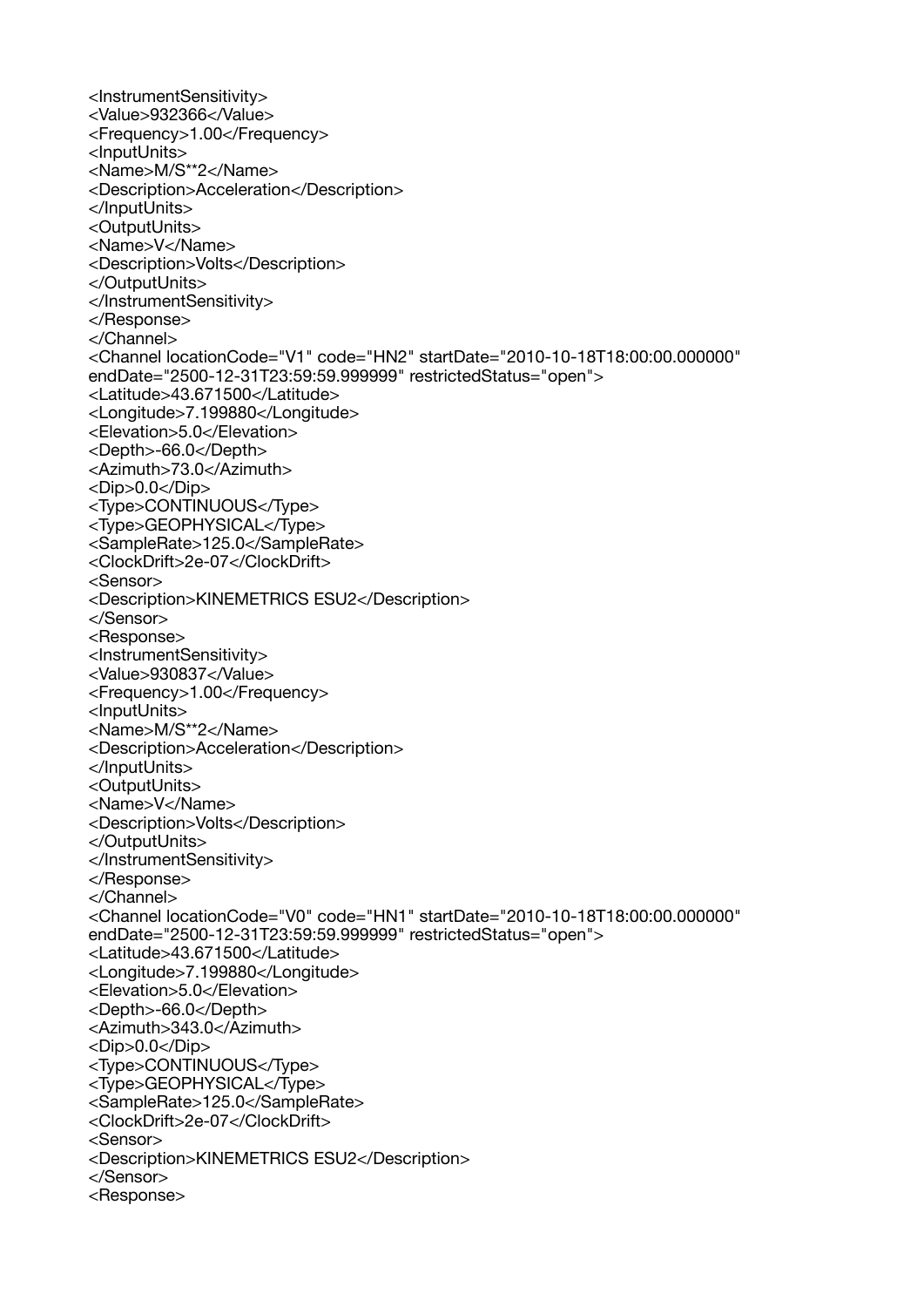```
<InstrumentSensitivity>
<Value>932366</Value>
<Frequency>1.00</Frequency>
<InputUnits>
<Name>M/S**2</Name>
<Description>Acceleration</Description>
</InputUnits>
<OutputUnits>
<Name>V</Name>
<Description>Volts</Description>
</OutputUnits>
</InstrumentSensitivity>
</Response>
</Channel>
<Channel locationCode="V1" code="HN2" startDate="2010-10-18T18:00:00.000000"
endDate="2500-12-31T23:59:59.999999" restrictedStatus="open">
<Latitude>43.671500</Latitude>
<Longitude>7.199880</Longitude>
<Elevation>5.0</Elevation>
<Depth>-66.0</Depth>
<Azimuth>73.0</Azimuth>
<Dip>0.0</Dip>
<Type>CONTINUOUS</Type>
<Type>GEOPHYSICAL</Type>
<SampleRate>125.0</SampleRate>
<ClockDrift>2e-07</ClockDrift>
<Sensor>
<Description>KINEMETRICS ESU2</Description>
</Sensor>
<Response>
<InstrumentSensitivity>
<Value>930837</Value>
<Frequency>1.00</Frequency>
<InputUnits>
<Name>M/S**2</Name>
<Description>Acceleration</Description>
</InputUnits>
<OutputUnits>
<Name>V</Name>
<Description>Volts</Description>
</OutputUnits>
</InstrumentSensitivity>
</Response>
</Channel>
<Channel locationCode="V0" code="HN1" startDate="2010-10-18T18:00:00.000000"
endDate="2500-12-31T23:59:59.999999" restrictedStatus="open">
<Latitude>43.671500</Latitude>
<Longitude>7.199880</Longitude>
<Elevation>5.0</Elevation>
<Depth>-66.0</Depth>
<Azimuth>343.0</Azimuth>
<Dip>0.0</Dip>
<Type>CONTINUOUS</Type>
<Type>GEOPHYSICAL</Type>
<SampleRate>125.0</SampleRate>
<ClockDrift>2e-07</ClockDrift>
<Sensor>
<Description>KINEMETRICS ESU2</Description>
</Sensor>
<Response>
```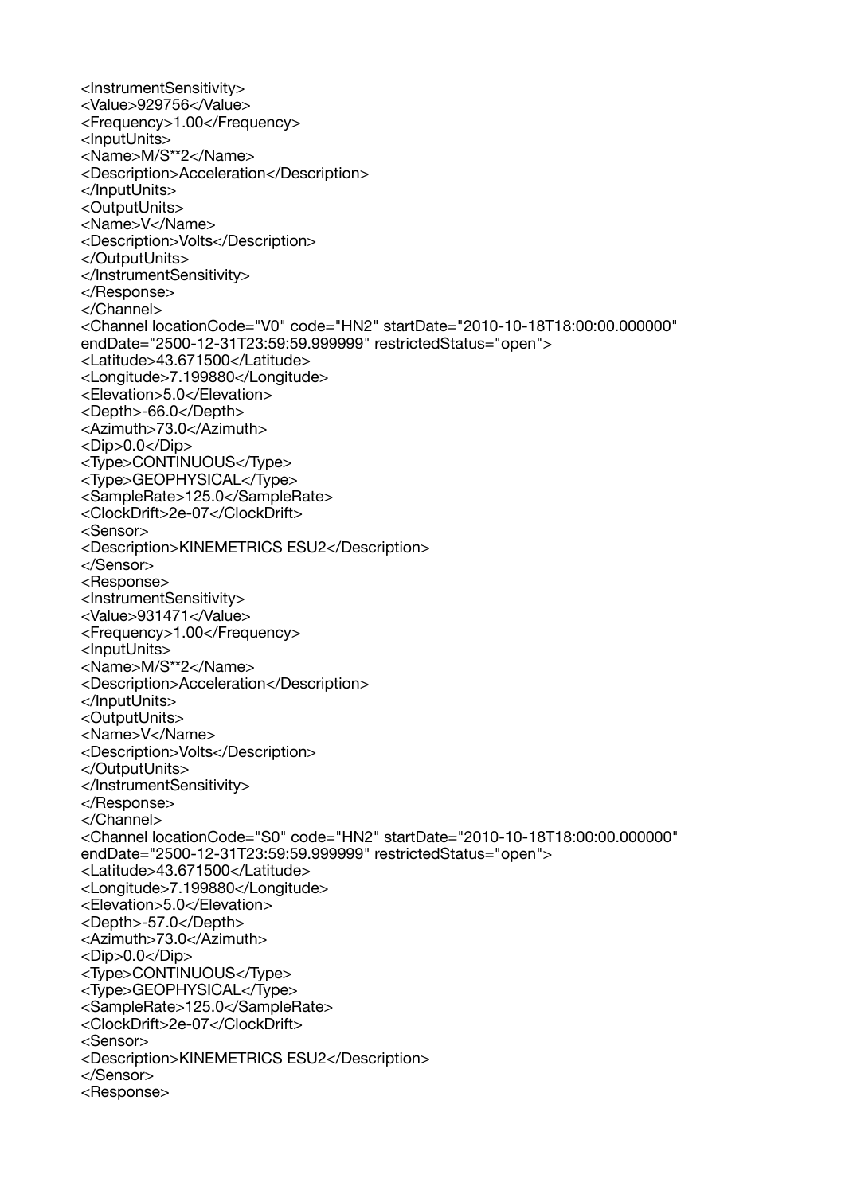```
<InstrumentSensitivity>
<Value>929756</Value>
<Frequency>1.00</Frequency>
<InputUnits>
<Name>M/S**2</Name>
<Description>Acceleration</Description>
</InputUnits>
<OutputUnits>
<Name>V</Name>
<Description>Volts</Description>
</OutputUnits>
</InstrumentSensitivity>
</Response>
</Channel>
<Channel locationCode="V0" code="HN2" startDate="2010-10-18T18:00:00.000000"
endDate="2500-12-31T23:59:59.999999" restrictedStatus="open">
<Latitude>43.671500</Latitude>
<Longitude>7.199880</Longitude>
<Elevation>5.0</Elevation>
<Depth>-66.0</Depth>
<Azimuth>73.0</Azimuth>
<Dip>0.0</Dip>
<Type>CONTINUOUS</Type>
<Type>GEOPHYSICAL</Type>
<SampleRate>125.0</SampleRate>
<ClockDrift>2e-07</ClockDrift>
<Sensor>
<Description>KINEMETRICS ESU2</Description>
</Sensor>
<Response>
<InstrumentSensitivity>
<Value>931471</Value>
<Frequency>1.00</Frequency>
<InputUnits>
<Name>M/S**2</Name>
<Description>Acceleration</Description>
</InputUnits>
<OutputUnits>
<Name>V</Name>
<Description>Volts</Description>
</OutputUnits>
</InstrumentSensitivity>
</Response>
</Channel>
<Channel locationCode="S0" code="HN2" startDate="2010-10-18T18:00:00.000000"
endDate="2500-12-31T23:59:59.999999" restrictedStatus="open">
<Latitude>43.671500</Latitude>
<Longitude>7.199880</Longitude>
<Elevation>5.0</Elevation>
<Depth>-57.0</Depth>
<Azimuth>73.0</Azimuth>
<Dip>0.0</Dip>
<Type>CONTINUOUS</Type>
<Type>GEOPHYSICAL</Type>
<SampleRate>125.0</SampleRate>
<ClockDrift>2e-07</ClockDrift>
<Sensor>
<Description>KINEMETRICS ESU2</Description>
</Sensor>
<Response>
```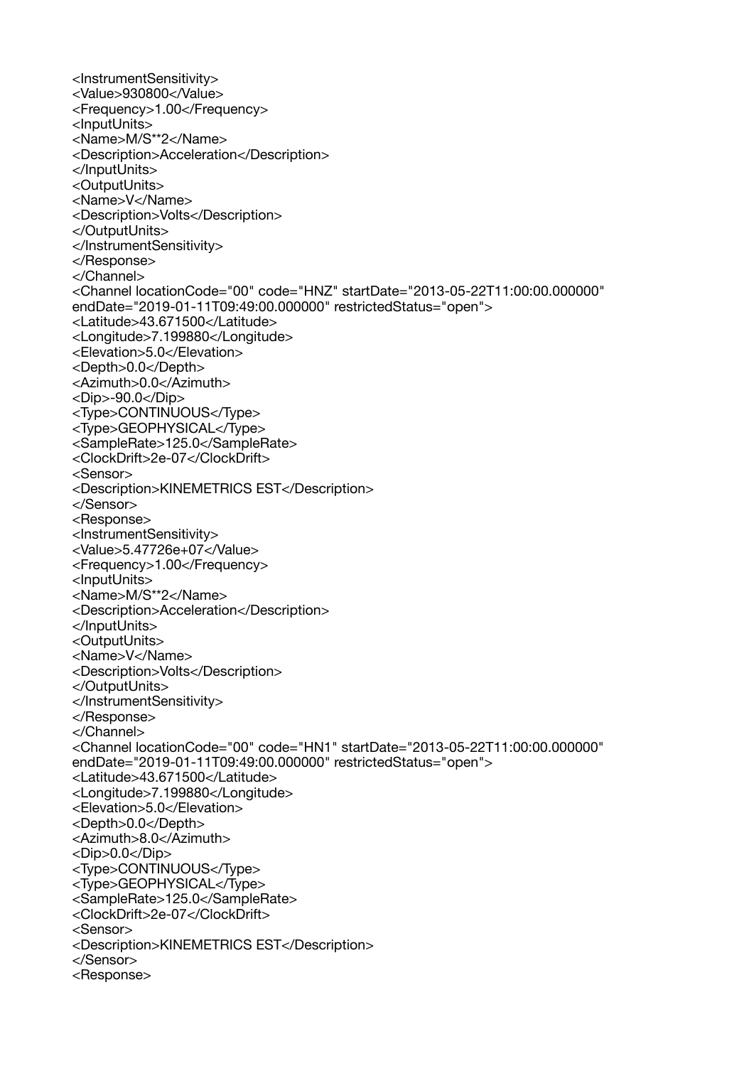```
<InstrumentSensitivity>
<Value>930800</Value>
<Frequency>1.00</Frequency>
<InputUnits>
<Name>M/S**2</Name>
<Description>Acceleration</Description>
</InputUnits>
<OutputUnits>
<Name>V</Name>
<Description>Volts</Description>
</OutputUnits>
</InstrumentSensitivity>
</Response>
</Channel>
<Channel locationCode="00" code="HNZ" startDate="2013-05-22T11:00:00.000000"
endDate="2019-01-11T09:49:00.000000" restrictedStatus="open">
<Latitude>43.671500</Latitude>
<Longitude>7.199880</Longitude>
<Elevation>5.0</Elevation>
<Depth>0.0</Depth>
<Azimuth>0.0</Azimuth>
<Dip>-90.0</Dip>
<Type>CONTINUOUS</Type>
<Type>GEOPHYSICAL</Type>
<SampleRate>125.0</SampleRate>
<ClockDrift>2e-07</ClockDrift>
<Sensor>
<Description>KINEMETRICS EST</Description>
</Sensor>
<Response>
<InstrumentSensitivity>
<Value>5.47726e+07</Value>
<Frequency>1.00</Frequency>
<InputUnits>
<Name>M/S**2</Name>
<Description>Acceleration</Description>
</InputUnits>
<OutputUnits>
<Name>V</Name>
<Description>Volts</Description>
</OutputUnits>
</InstrumentSensitivity>
</Response>
</Channel>
<Channel locationCode="00" code="HN1" startDate="2013-05-22T11:00:00.000000"
endDate="2019-01-11T09:49:00.000000" restrictedStatus="open">
<Latitude>43.671500</Latitude>
<Longitude>7.199880</Longitude>
<Elevation>5.0</Elevation>
<Depth>0.0</Depth>
<Azimuth>8.0</Azimuth>
<Dip>0.0</Dip>
<Type>CONTINUOUS</Type>
<Type>GEOPHYSICAL</Type>
<SampleRate>125.0</SampleRate>
<ClockDrift>2e-07</ClockDrift>
<Sensor>
<Description>KINEMETRICS EST</Description>
</Sensor>
<Response>
```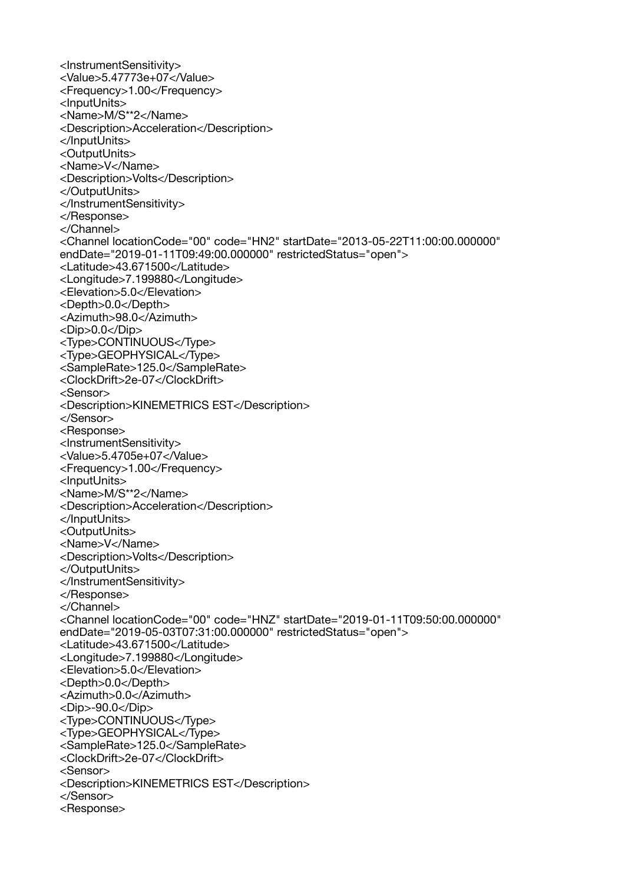```
<InstrumentSensitivity>
<Value>5.47773e+07</Value>
<Frequency>1.00</Frequency>
<InputUnits>
<Name>M/S**2</Name>
<Description>Acceleration</Description>
</InputUnits>
<OutputUnits>
<Name>V</Name>
<Description>Volts</Description>
</OutputUnits>
</InstrumentSensitivity>
</Response>
</Channel>
<Channel locationCode="00" code="HN2" startDate="2013-05-22T11:00:00.000000"
endDate="2019-01-11T09:49:00.000000" restrictedStatus="open">
<Latitude>43.671500</Latitude>
<Longitude>7.199880</Longitude>
<Elevation>5.0</Elevation>
<Depth>0.0</Depth>
<Azimuth>98.0</Azimuth>
<Dip>0.0</Dip>
<Type>CONTINUOUS</Type>
<Type>GEOPHYSICAL</Type>
<SampleRate>125.0</SampleRate>
<ClockDrift>2e-07</ClockDrift>
<Sensor>
<Description>KINEMETRICS EST</Description>
</Sensor>
<Response>
<InstrumentSensitivity>
<Value>5.4705e+07</Value>
<Frequency>1.00</Frequency>
<InputUnits>
<Name>M/S**2</Name>
<Description>Acceleration</Description>
</InputUnits>
<OutputUnits>
<Name>V</Name>
<Description>Volts</Description>
</OutputUnits>
</InstrumentSensitivity>
</Response>
</Channel>
<Channel locationCode="00" code="HNZ" startDate="2019-01-11T09:50:00.000000"
endDate="2019-05-03T07:31:00.000000" restrictedStatus="open">
<Latitude>43.671500</Latitude>
<Longitude>7.199880</Longitude>
<Elevation>5.0</Elevation>
<Depth>0.0</Depth>
<Azimuth>0.0</Azimuth>
<Dip>-90.0</Dip>
<Type>CONTINUOUS</Type>
<Type>GEOPHYSICAL</Type>
<SampleRate>125.0</SampleRate>
<ClockDrift>2e-07</ClockDrift>
<Sensor>
<Description>KINEMETRICS EST</Description>
</Sensor>
<Response>
```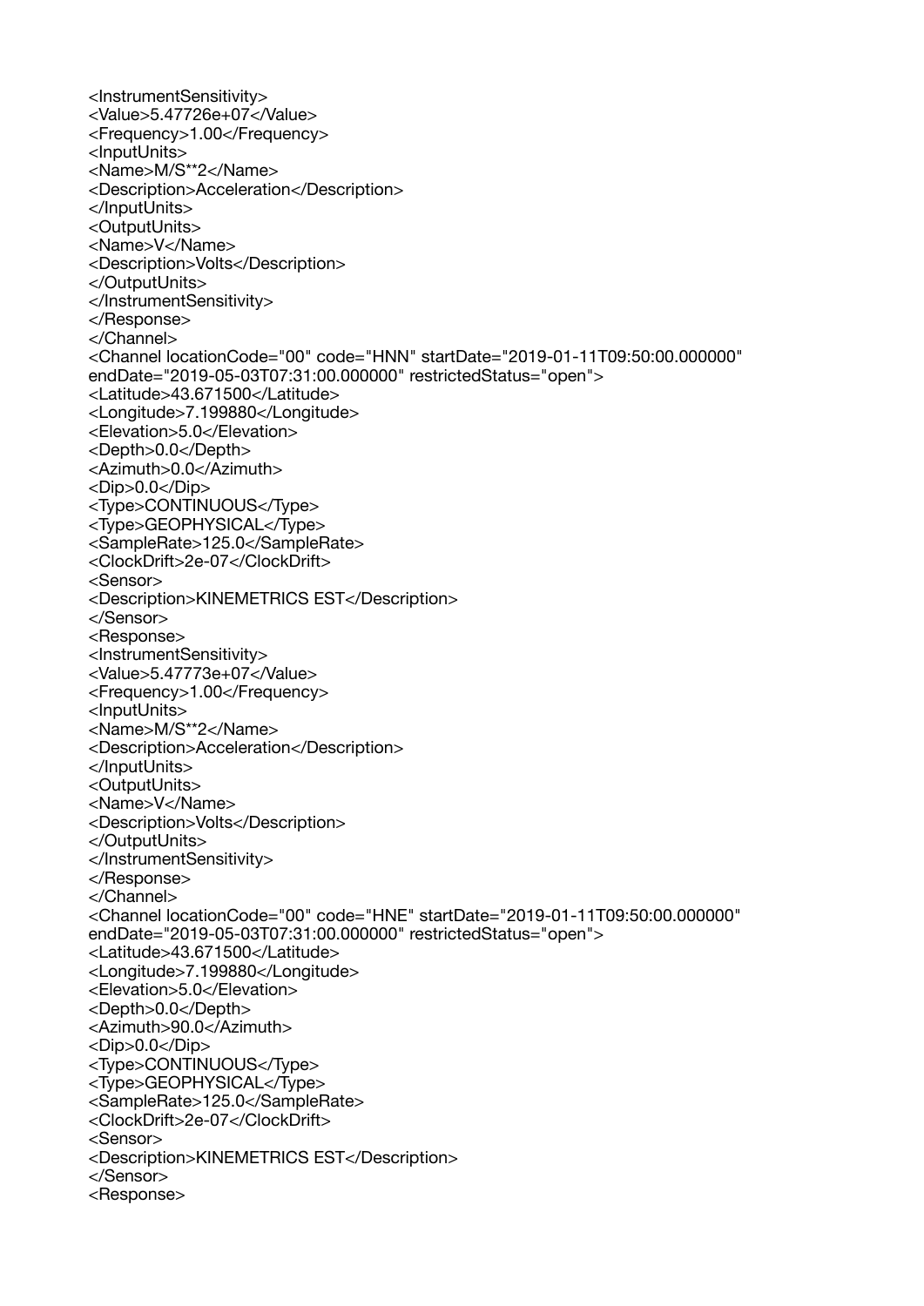```
<InstrumentSensitivity>
<Value>5.47726e+07</Value>
<Frequency>1.00</Frequency>
<InputUnits>
<Name>M/S**2</Name>
<Description>Acceleration</Description>
</InputUnits>
<OutputUnits>
<Name>V</Name>
<Description>Volts</Description>
</OutputUnits>
</InstrumentSensitivity>
</Response>
</Channel>
<Channel locationCode="00" code="HNN" startDate="2019-01-11T09:50:00.000000"
endDate="2019-05-03T07:31:00.000000" restrictedStatus="open">
<Latitude>43.671500</Latitude>
<Longitude>7.199880</Longitude>
<Elevation>5.0</Elevation>
<Depth>0.0</Depth>
<Azimuth>0.0</Azimuth>
<Dip>0.0</Dip>
<Type>CONTINUOUS</Type>
<Type>GEOPHYSICAL</Type>
<SampleRate>125.0</SampleRate>
<ClockDrift>2e-07</ClockDrift>
<Sensor>
<Description>KINEMETRICS EST</Description>
</Sensor>
<Response>
<InstrumentSensitivity>
<Value>5.47773e+07</Value>
<Frequency>1.00</Frequency>
<InputUnits>
<Name>M/S**2</Name>
<Description>Acceleration</Description>
</InputUnits>
<OutputUnits>
<Name>V</Name>
<Description>Volts</Description>
</OutputUnits>
</InstrumentSensitivity>
</Response>
</Channel>
<Channel locationCode="00" code="HNE" startDate="2019-01-11T09:50:00.000000"
endDate="2019-05-03T07:31:00.000000" restrictedStatus="open">
<Latitude>43.671500</Latitude>
<Longitude>7.199880</Longitude>
<Elevation>5.0</Elevation>
<Depth>0.0</Depth>
<Azimuth>90.0</Azimuth>
<Dip>0.0</Dip>
<Type>CONTINUOUS</Type>
<Type>GEOPHYSICAL</Type>
<SampleRate>125.0</SampleRate>
<ClockDrift>2e-07</ClockDrift>
<Sensor>
<Description>KINEMETRICS EST</Description>
</Sensor>
<Response>
```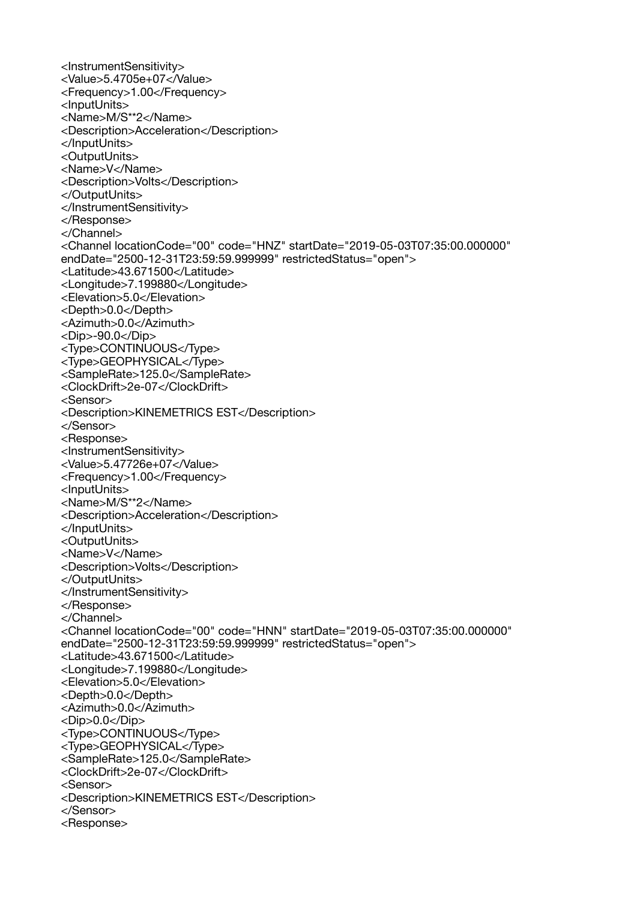```
<InstrumentSensitivity>
<Value>5.4705e+07</Value>
<Frequency>1.00</Frequency>
<InputUnits>
<Name>M/S**2</Name>
<Description>Acceleration</Description>
</InputUnits>
<OutputUnits>
<Name>V</Name>
<Description>Volts</Description>
</OutputUnits>
</InstrumentSensitivity>
</Response>
</Channel>
<Channel locationCode="00" code="HNZ" startDate="2019-05-03T07:35:00.000000"
endDate="2500-12-31T23:59:59.999999" restrictedStatus="open">
<Latitude>43.671500</Latitude>
<Longitude>7.199880</Longitude>
<Elevation>5.0</Elevation>
<Depth>0.0</Depth>
<Azimuth>0.0</Azimuth>
<Dip>-90.0</Dip>
<Type>CONTINUOUS</Type>
<Type>GEOPHYSICAL</Type>
<SampleRate>125.0</SampleRate>
<ClockDrift>2e-07</ClockDrift>
<Sensor>
<Description>KINEMETRICS EST</Description>
</Sensor>
<Response>
<InstrumentSensitivity>
<Value>5.47726e+07</Value>
<Frequency>1.00</Frequency>
<InputUnits>
<Name>M/S**2</Name>
<Description>Acceleration</Description>
</InputUnits>
<OutputUnits>
<Name>V</Name>
<Description>Volts</Description>
</OutputUnits>
</InstrumentSensitivity>
</Response>
</Channel>
<Channel locationCode="00" code="HNN" startDate="2019-05-03T07:35:00.000000"
endDate="2500-12-31T23:59:59.999999" restrictedStatus="open">
<Latitude>43.671500</Latitude>
<Longitude>7.199880</Longitude>
<Elevation>5.0</Elevation>
<Depth>0.0</Depth>
<Azimuth>0.0</Azimuth>
<Dip>0.0</Dip>
<Type>CONTINUOUS</Type>
<Type>GEOPHYSICAL</Type>
<SampleRate>125.0</SampleRate>
<ClockDrift>2e-07</ClockDrift>
<Sensor>
<Description>KINEMETRICS EST</Description>
</Sensor>
<Response>
```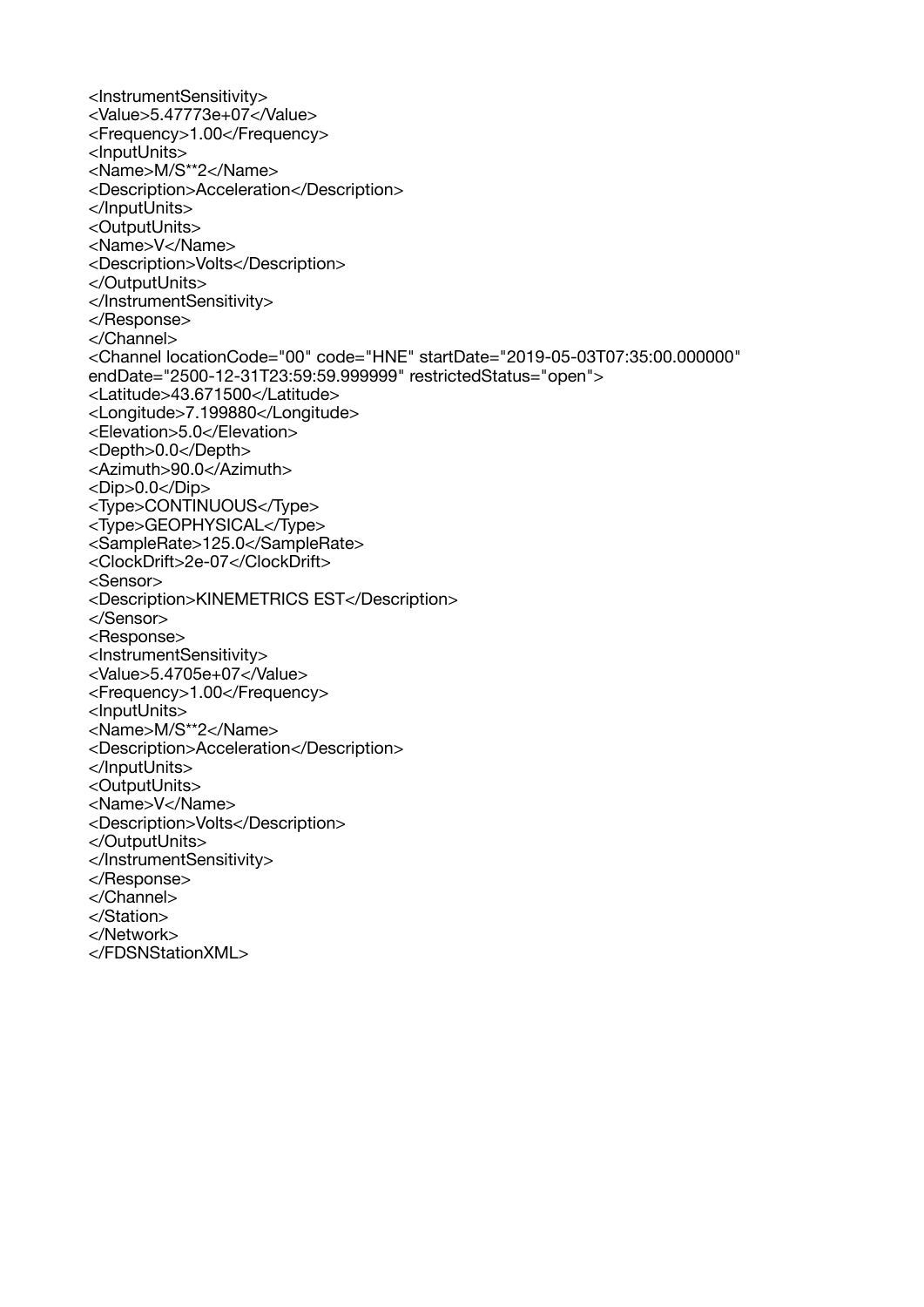```
<InstrumentSensitivity>
<Value>5.47773e+07</Value>
<Frequency>1.00</Frequency>
<InputUnits>
<Name>M/S**2</Name>
<Description>Acceleration</Description>
</InputUnits>
<OutputUnits>
<Name>V</Name>
<Description>Volts</Description>
</OutputUnits>
</InstrumentSensitivity>
</Response>
</Channel>
<Channel locationCode="00" code="HNE" startDate="2019-05-03T07:35:00.000000"
endDate="2500-12-31T23:59:59.999999" restrictedStatus="open">
<Latitude>43.671500</Latitude>
<Longitude>7.199880</Longitude>
<Elevation>5.0</Elevation>
<Depth>0.0</Depth>
<Azimuth>90.0</Azimuth>
<Dip>0.0</Dip>
<Type>CONTINUOUS</Type>
<Type>GEOPHYSICAL</Type>
<SampleRate>125.0</SampleRate>
<ClockDrift>2e-07</ClockDrift>
<Sensor>
<Description>KINEMETRICS EST</Description>
</Sensor>
<Response>
<InstrumentSensitivity>
<Value>5.4705e+07</Value>
<Frequency>1.00</Frequency>
<InputUnits>
<Name>M/S**2</Name>
<Description>Acceleration</Description>
</InputUnits>
<OutputUnits>
<Name>V</Name>
<Description>Volts</Description>
</OutputUnits>
</InstrumentSensitivity>
</Response>
</Channel>
</Station>
</Network>
</FDSNStationXML>
```